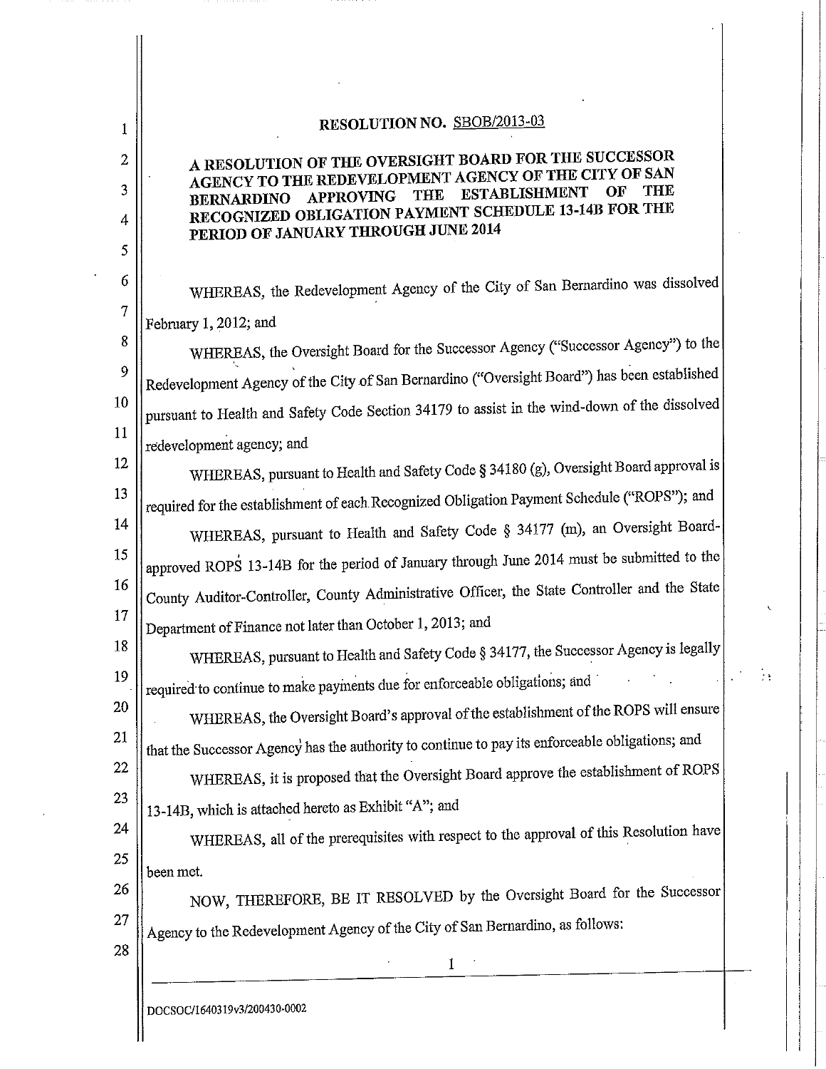**RESOLUTION NO. SBOB/2013-03**

**A RESOLUTION OF THE OVERSIGHT BOARD FOR THE SUCCESSOR AGENCY TO THE REDEVELOPMENT AGENCY OF THE CITY OF SAN BERNARDINO APPROVING THE ESTABLISHMENT OF THE RECOGNIZED OBLIGATION PAYMENT SCHEDULE 13-14B FOR THE PERIOD OF JANUARY THROUGH JUNE 2014**

WHEREAS, the Redevelopment Agency of the City of San Bernardino was dissolved February 1, 2012; and

WHEREAS, the Oversight Board for the Successor Agency ("Successor Agency") to the Redevelopment Agency of the City of San Bernardino ("Oversight Board") has been established pursuant to Health and Safety Code Section 34179 to assist in the wind-down of the dissolved redevelopment agency; and

WHEREAS, pursuant to Health and Safety Code § 34180 (g), Oversight Board approval is required for the establishment of each Recognized Obligation Payment Schedule ("ROPS"); and

WHEREAS, pursuant to Health and Safety Code § 34177 (m), an Oversight Board-approved ROPS 13-14B for the period of January through June 2014 must be submitted to the County Auditor-Controller, County Administrative Officer, the State Controller and the State Department of Finance not later than October 1, 2013; and

WHEREAS, pursuant to Health and Safety Code § 34177, the Successor Agency is legally required to continue to make payments due for enforceable obligations; and

WHEREAS, the Oversight Board's approval of the establishment of the ROPS will ensure that the Successor Agency has the authority to continue to pay its enforceable obligations; and

WHEREAS, it is proposed that the Oversight Board approve the establishment of ROPS 13-14B, which is attached hereto as Exhibit "A"; and

WHEREAS, all of the prerequisites with respect to the approval of this Resolution have been met.

NOW, THEREFORE, BE IT RESOLVED by the Oversight Board for the Successor Agency to the Redevelopment Agency of the City of San Bernardino, as follows:

DOCSOC/1640319v3/200430-0002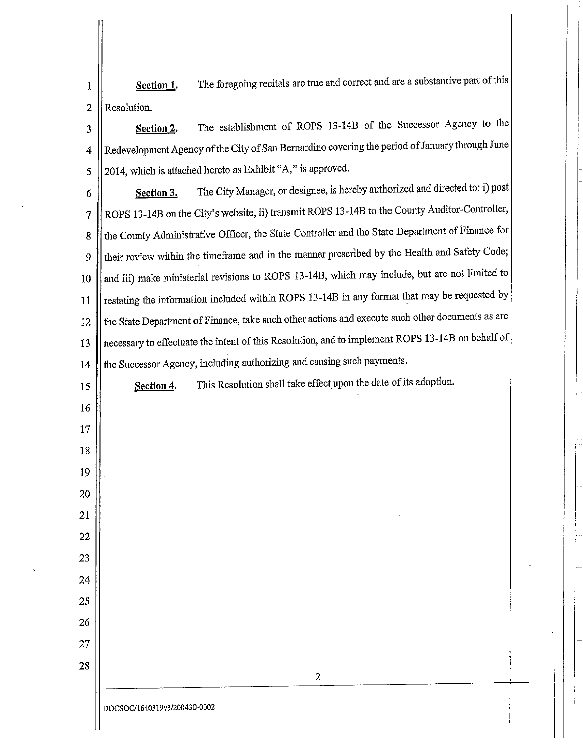**Section 1.** The foregoing recitals are true and correct and are a substantive part of this Resolution.

**Section 2.** The establishment of ROPS 13-14B of the Successor Agency to the Redevelopment Agency of the City of San Bernardino covering the period of January through June 2014, which is attached hereto as Exhibit "A," is approved.

**Section 3.** The City Manager, or designee, is hereby authorized and directed to: i) post ROPS 13-14B on the City's website, ii) transmit ROPS 13-14B to the County Auditor-Controller, the County Administrative Officer, the State Controller and the State Department of Finance for their review within the timeframe and in the manner prescribed by the Health and Safety Code; and iii) make ministerial revisions to ROPS 13-14B, which may include, but are not limited to restating the information included within ROPS 13-14B in any format that may be requested by the State Department of Finance, take such other actions and execute such other documents as are necessary to effectuate the intent of this Resolution, and to implement ROPS 13-14B on behalf of the Successor Agency, including authorizing and causing such payments.

**Section 4.** This Resolution shall take effect upon the date of its adoption.

DOCSOC/1640319v3/200430-0002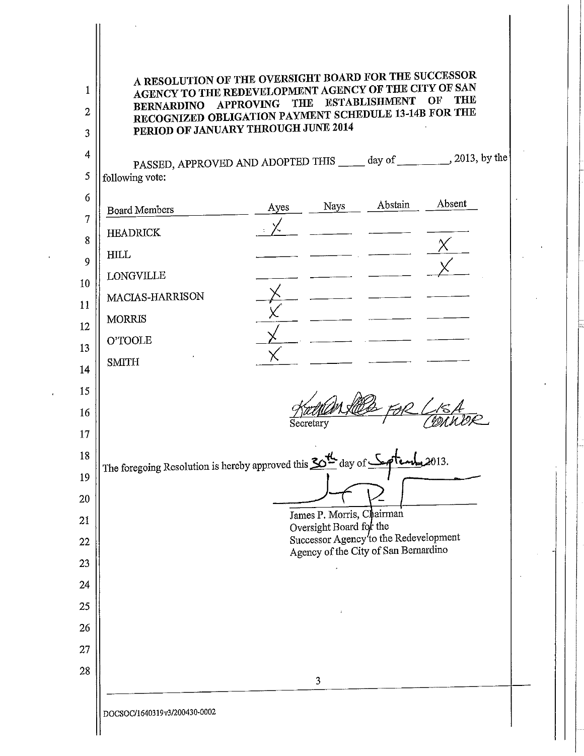**A RESOLUTION OF THE OVERSIGHT BOARD FOR THE SUCCESSOR AGENCY TO THE REDEVELOPMENT AGENCY OF THE CITY OF SAN BERNARDINO APPROVING THE ESTABLISHMENT OF THE RECOGNIZED OBLIGATION PAYMENT SCHEDULE 13-14B FOR THE PERIOD OF JANUARY THROUGH JUNE 2014**

PASSED, APPROVED AND ADOPTED THIS _____ day of _________, 2013, by the following vote:

| Board Members | Ayes | Nays | Abstain | Absent |
|---|---|---|---|---|
| HEADRICK | X | | | |
| HILL | | | | X |
| LONGVILLE | | | | X |
| MACIAS-HARRISON | X | | | |
| MORRIS | X | | | |
| O'TOOLE | X | | | |
| SMITH | X | | | |

Secretary — signed FOR LISA CONNOR

The foregoing Resolution is hereby approved this 30th day of September 2013.

James P. Morris, Chairman
Oversight Board for the
Successor Agency to the Redevelopment
Agency of the City of San Bernardino

DOCSOC/1640319v3/200430-0002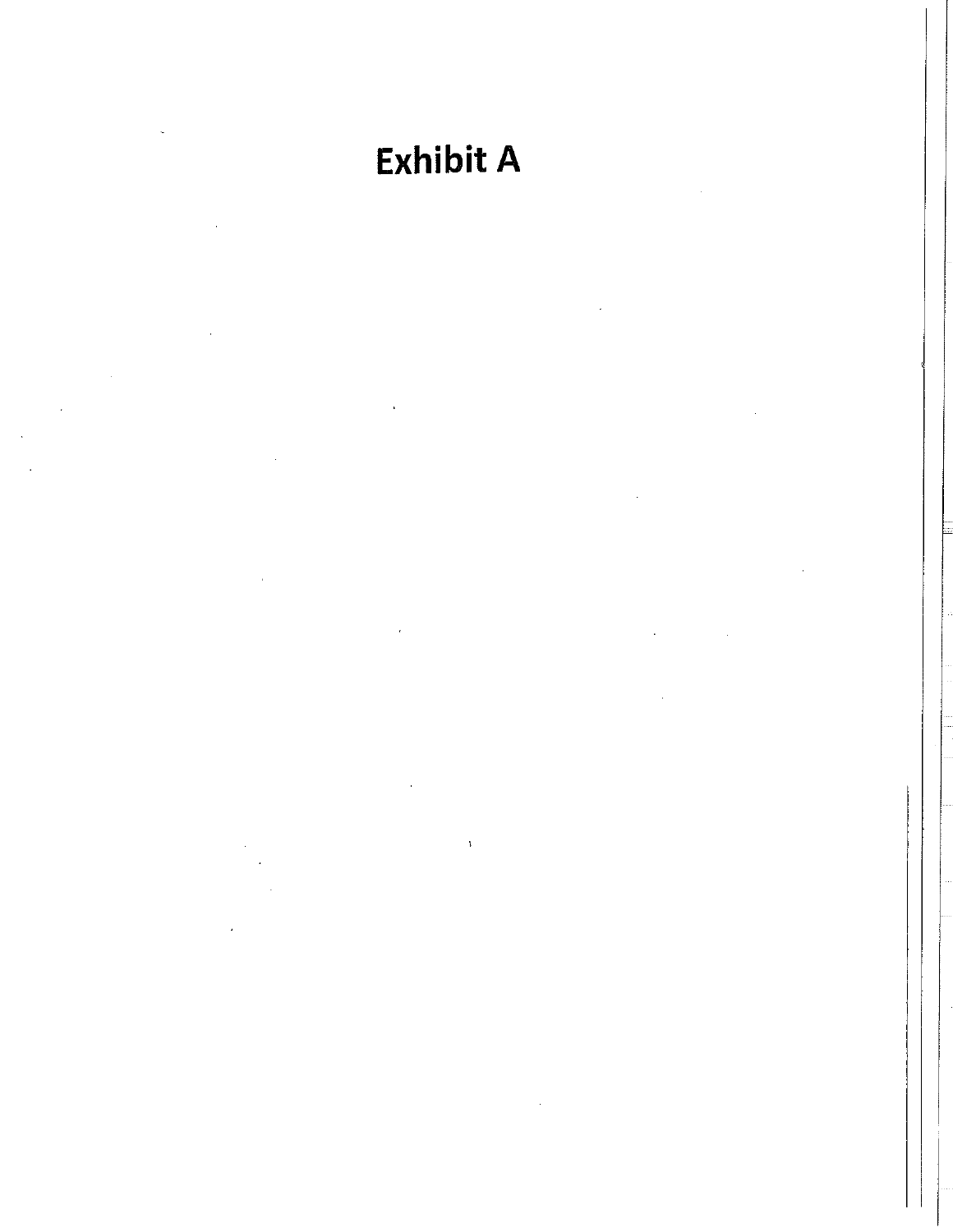# Exhibit A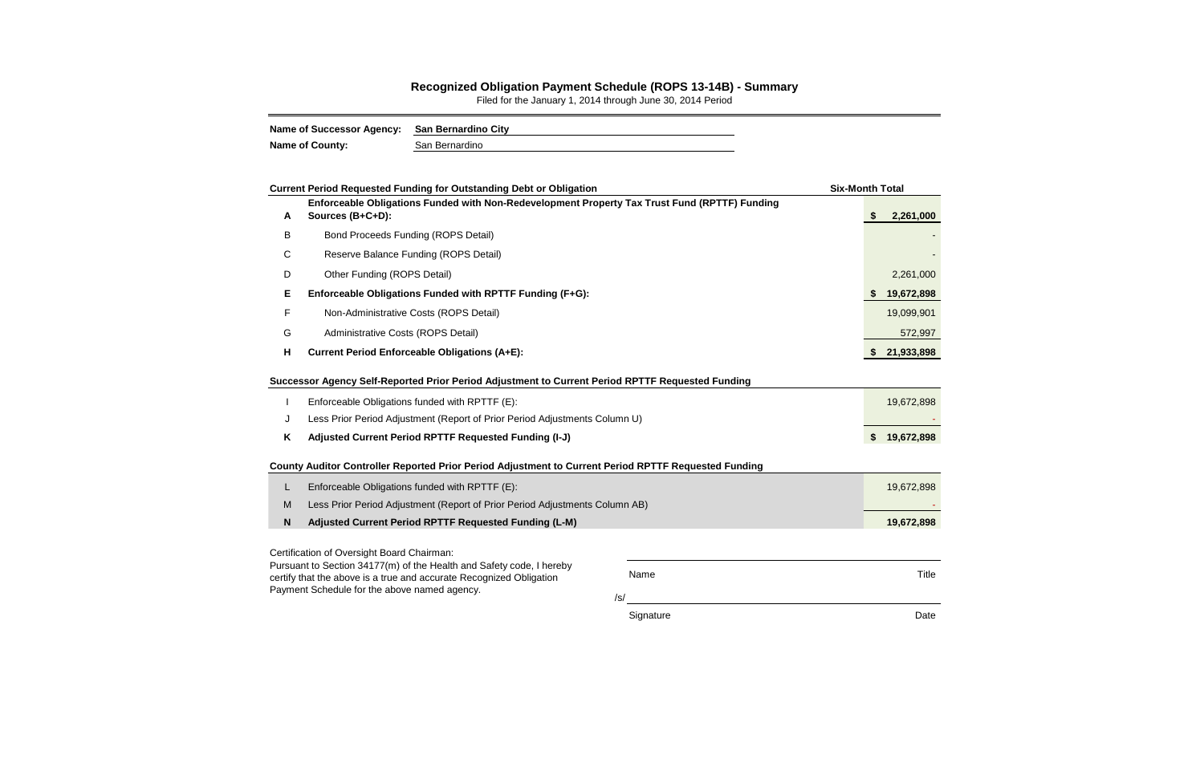# Recognized Obligation Payment Schedule (ROPS 13-14B) - Summary

Filed for the January 1, 2014 through June 30, 2014 Period

**Name of Successor Agency:** **San Bernardino City**

**Name of County:** San Bernardino

| | **Current Period Requested Funding for Outstanding Debt or Obligation** | **Six-Month Total** |
|---|---|---|
| **A** | **Enforceable Obligations Funded with Non-Redevelopment Property Tax Trust Fund (RPTTF) Funding Sources (B+C+D):** | **$ 2,261,000** |
| B | Bond Proceeds Funding (ROPS Detail) | - |
| C | Reserve Balance Funding (ROPS Detail) | - |
| D | Other Funding (ROPS Detail) | 2,261,000 |
| **E** | **Enforceable Obligations Funded with RPTTF Funding (F+G):** | **$ 19,672,898** |
| F | Non-Administrative Costs (ROPS Detail) | 19,099,901 |
| G | Administrative Costs (ROPS Detail) | 572,997 |
| **H** | **Current Period Enforceable Obligations (A+E):** | **$ 21,933,898** |

| | **Successor Agency Self-Reported Prior Period Adjustment to Current Period RPTTF Requested Funding** | |
|---|---|---|
| I | Enforceable Obligations funded with RPTTF (E): | 19,672,898 |
| J | Less Prior Period Adjustment (Report of Prior Period Adjustments Column U) | - |
| **K** | **Adjusted Current Period RPTTF Requested Funding (I-J)** | **$ 19,672,898** |

| | **County Auditor Controller Reported Prior Period Adjustment to Current Period RPTTF Requested Funding** | |
|---|---|---|
| L | Enforceable Obligations funded with RPTTF (E): | 19,672,898 |
| M | Less Prior Period Adjustment (Report of Prior Period Adjustments Column AB) | - |
| **N** | **Adjusted Current Period RPTTF Requested Funding (L-M)** | **19,672,898** |

Certification of Oversight Board Chairman:
Pursuant to Section 34177(m) of the Health and Safety code, I hereby certify that the above is a true and accurate Recognized Obligation Payment Schedule for the above named agency.

Name Title

/s/

Signature Date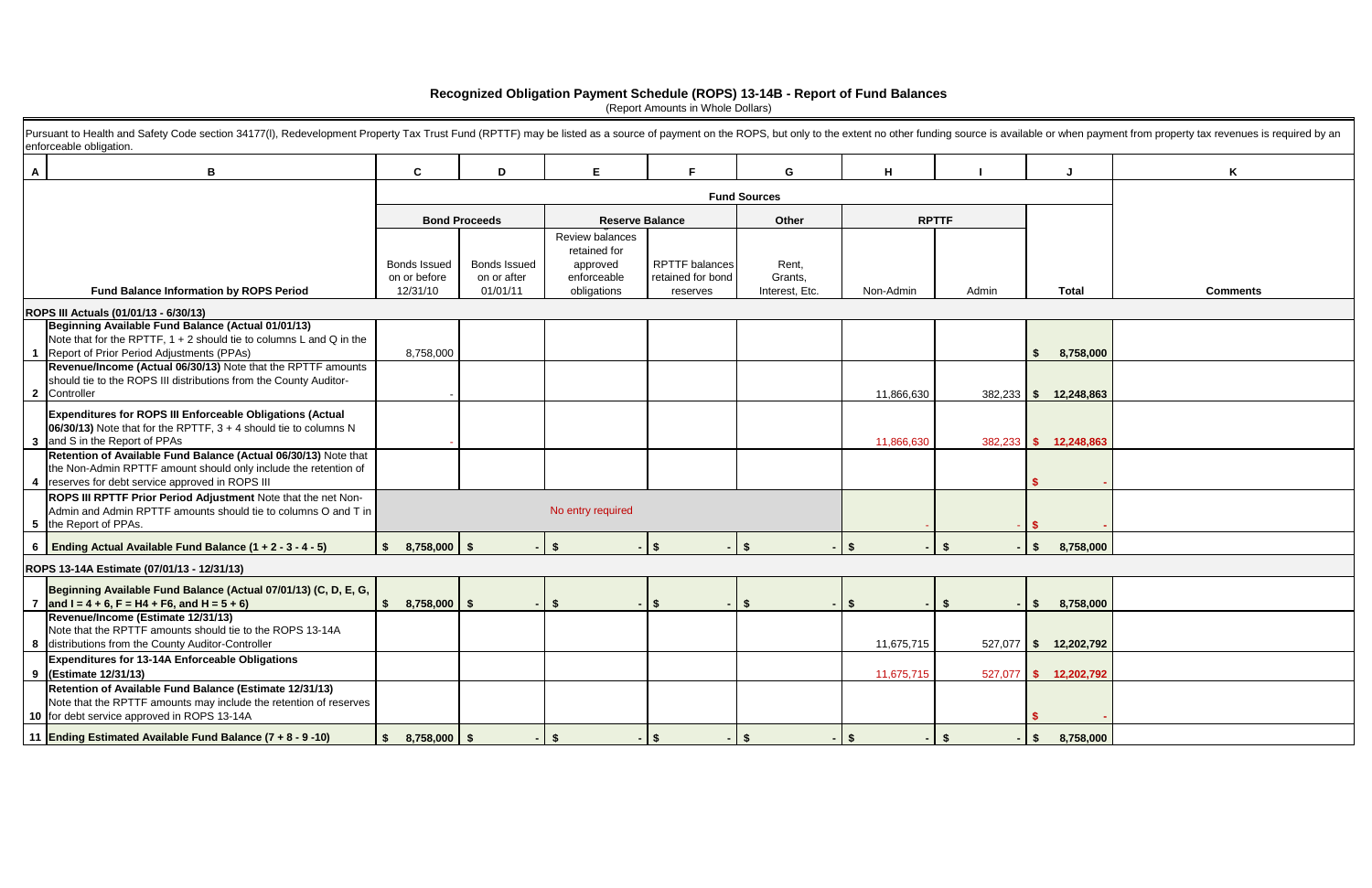# Recognized Obligation Payment Schedule (ROPS) 13-14B - Report of Fund Balances

(Report Amounts in Whole Dollars)

Pursuant to Health and Safety Code section 34177(l), Redevelopment Property Tax Trust Fund (RPTTF) may be listed as a source of payment on the ROPS, but only to the extent no other funding source is available or when payment from property tax revenues is required by an enforceable obligation.

| A | B | C | D | E | F | G | H | I | J | K |
|---|---|---|---|---|---|---|---|---|---|---|
| | | Fund Sources | | | | | | | | |
| | | Bond Proceeds | | Reserve Balance | | Other | RPTTF | | | |
| | Fund Balance Information by ROPS Period | Bonds Issued on or before 12/31/10 | Bonds Issued on or after 01/01/11 | Review balances retained for approved enforceable obligations | RPTTF balances retained for bond reserves | Rent, Grants, Interest, Etc. | Non-Admin | Admin | Total | Comments |
| | **ROPS III Actuals (01/01/13 - 6/30/13)** | | | | | | | | | |
| 1 | **Beginning Available Fund Balance (Actual 01/01/13)** Note that for the RPTTF, 1 + 2 should tie to columns L and Q in the Report of Prior Period Adjustments (PPAs) | 8,758,000 | | | | | | | $ 8,758,000 | |
| 2 | **Revenue/Income (Actual 06/30/13)** Note that the RPTTF amounts should tie to the ROPS III distributions from the County Auditor-Controller | - | | | | | 11,866,630 | 382,233 | $ 12,248,863 | |
| 3 | **Expenditures for ROPS III Enforceable Obligations (Actual 06/30/13)** Note that for the RPTTF, 3 + 4 should tie to columns N and S in the Report of PPAs | - | | | | | 11,866,630 | 382,233 | $ 12,248,863 | |
| 4 | **Retention of Available Fund Balance (Actual 06/30/13)** Note that the Non-Admin RPTTF amount should only include the retention of reserves for debt service approved in ROPS III | | | | | | | | $ - | |
| 5 | **ROPS III RPTTF Prior Period Adjustment** Note that the net Non-Admin and Admin RPTTF amounts should tie to columns O and T in the Report of PPAs. | No entry required | | | | | - | - | $ - | |
| 6 | **Ending Actual Available Fund Balance (1 + 2 - 3 - 4 - 5)** | $ 8,758,000 | $ - | $ - | $ - | $ - | $ - | $ - | $ 8,758,000 | |
| | **ROPS 13-14A Estimate (07/01/13 - 12/31/13)** | | | | | | | | | |
| 7 | **Beginning Available Fund Balance (Actual 07/01/13) (C, D, E, G, and I = 4 + 6, F = H4 + F6, and H = 5 + 6)** | $ 8,758,000 | $ - | $ - | $ - | $ - | $ - | $ - | $ 8,758,000 | |
| 8 | **Revenue/Income (Estimate 12/31/13)** Note that the RPTTF amounts should tie to the ROPS 13-14A distributions from the County Auditor-Controller | | | | | | 11,675,715 | 527,077 | $ 12,202,792 | |
| 9 | **Expenditures for 13-14A Enforceable Obligations (Estimate 12/31/13)** | | | | | | 11,675,715 | 527,077 | $ 12,202,792 | |
| 10 | **Retention of Available Fund Balance (Estimate 12/31/13)** Note that the RPTTF amounts may include the retention of reserves for debt service approved in ROPS 13-14A | | | | | | | | $ - | |
| 11 | **Ending Estimated Available Fund Balance (7 + 8 - 9 -10)** | $ 8,758,000 | $ - | $ - | $ - | $ - | $ - | $ - | $ 8,758,000 | |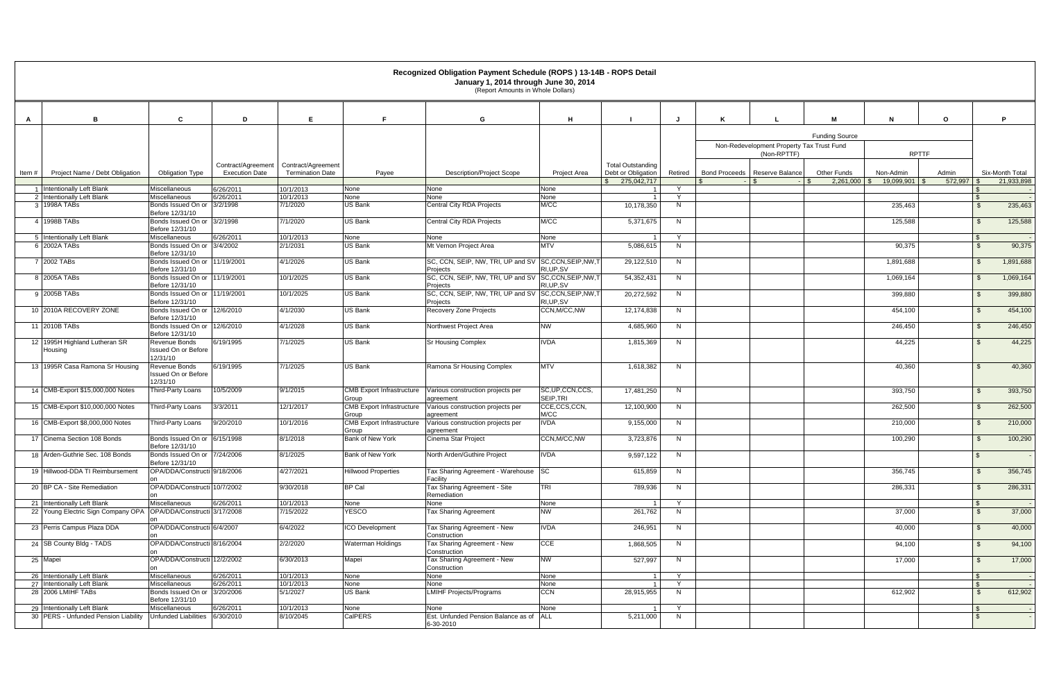# Recognized Obligation Payment Schedule (ROPS) 13-14B - ROPS Detail

January 1, 2014 through June 30, 2014

(Report Amounts in Whole Dollars)

| A | B | C | D | E | F | G | H | I | J | K | L | M | N | O | P |
|---|---|---|---|---|---|---|---|---|---|---|---|---|---|---|---|
| | | | | | | | | | | Funding Source | | | | | |
| | | | | | | | | | | Non-Redevelopment Property Tax Trust Fund (Non-RPTTF) | | | RPTTF | | |
| Item # | Project Name / Debt Obligation | Obligation Type | Contract/Agreement Execution Date | Contract/Agreement Termination Date | Payee | Description/Project Scope | Project Area | Total Outstanding Debt or Obligation | Retired | Bond Proceeds | Reserve Balance | Other Funds | Non-Admin | Admin | Six-Month Total |
| | | | | | | | | $ 275,042,717 | | $ - | $ - | $ 2,261,000 | $ 19,099,901 | $ 572,997 | $ 21,933,898 |
| 1 | Intentionally Left Blank | Miscellaneous | 6/26/2011 | 10/1/2013 | None | None | None | 1 | Y | | | | | | $ - |
| 2 | Intentionally Left Blank | Miscellaneous | 6/26/2011 | 10/1/2013 | None | None | None | 1 | Y | | | | | | $ - |
| 3 | 1998A TABs | Bonds Issued On or Before 12/31/10 | 3/2/1998 | 7/1/2020 | US Bank | Central City RDA Projects | M/CC | 10,178,350 | N | | | | 235,463 | | $ 235,463 |
| 4 | 1998B TABs | Bonds Issued On or Before 12/31/10 | 3/2/1998 | 7/1/2020 | US Bank | Central City RDA Projects | M/CC | 5,371,675 | N | | | | 125,588 | | $ 125,588 |
| 5 | Intentionally Left Blank | Miscellaneous | 6/26/2011 | 10/1/2013 | None | None | None | 1 | Y | | | | | | $ - |
| 6 | 2002A TABs | Bonds Issued On or Before 12/31/10 | 3/4/2002 | 2/1/2031 | US Bank | Mt Vernon Project Area | MTV | 5,086,615 | N | | | | 90,375 | | $ 90,375 |
| 7 | 2002 TABs | Bonds Issued On or Before 12/31/10 | 11/19/2001 | 4/1/2026 | US Bank | SC, CCN, SEIP, NW, TRI, UP and SV Projects | SC,CCN,SEIP,NW,TRI,UP,SV | 29,122,510 | N | | | | 1,891,688 | | $ 1,891,688 |
| 8 | 2005A TABs | Bonds Issued On or Before 12/31/10 | 11/19/2001 | 10/1/2025 | US Bank | SC, CCN, SEIP, NW, TRI, UP and SV Projects | SC,CCN,SEIP,NW,TRI,UP,SV | 54,352,431 | N | | | | 1,069,164 | | $ 1,069,164 |
| 9 | 2005B TABs | Bonds Issued On or Before 12/31/10 | 11/19/2001 | 10/1/2025 | US Bank | SC, CCN, SEIP, NW, TRI, UP and SV Projects | SC,CCN,SEIP,NW,TRI,UP,SV | 20,272,592 | N | | | | 399,880 | | $ 399,880 |
| 10 | 2010A RECOVERY ZONE | Bonds Issued On or Before 12/31/10 | 12/6/2010 | 4/1/2030 | US Bank | Recovery Zone Projects | CCN,M/CC,NW | 12,174,838 | N | | | | 454,100 | | $ 454,100 |
| 11 | 2010B TABs | Bonds Issued On or Before 12/31/10 | 12/6/2010 | 4/1/2028 | US Bank | Northwest Project Area | NW | 4,685,960 | N | | | | 246,450 | | $ 246,450 |
| 12 | 1995H Highland Lutheran SR Housing | Revenue Bonds Issued On or Before 12/31/10 | 6/19/1995 | 7/1/2025 | US Bank | Sr Housing Complex | IVDA | 1,815,369 | N | | | | 44,225 | | $ 44,225 |
| 13 | 1995R Casa Ramona Sr Housing | Revenue Bonds Issued On or Before 12/31/10 | 6/19/1995 | 7/1/2025 | US Bank | Ramona Sr Housing Complex | MTV | 1,618,382 | N | | | | 40,360 | | $ 40,360 |
| 14 | CMB-Export $15,000,000 Notes | Third-Party Loans | 10/5/2009 | 9/1/2015 | CMB Export Infrastructure Group | Various construction projects per agreement | SC,UP,CCN,CCS,SEIP,TRI | 17,481,250 | N | | | | 393,750 | | $ 393,750 |
| 15 | CMB-Export $10,000,000 Notes | Third-Party Loans | 3/3/2011 | 12/1/2017 | CMB Export Infrastructure Group | Various construction projects per agreement | CCE,CCS,CCN,M/CC | 12,100,900 | N | | | | 262,500 | | $ 262,500 |
| 16 | CMB-Export $8,000,000 Notes | Third-Party Loans | 9/20/2010 | 10/1/2016 | CMB Export Infrastructure Group | Various construction projects per agreement | IVDA | 9,155,000 | N | | | | 210,000 | | $ 210,000 |
| 17 | Cinema Section 108 Bonds | Bonds Issued On or Before 12/31/10 | 6/15/1998 | 8/1/2018 | Bank of New York | Cinema Star Project | CCN,M/CC,NW | 3,723,876 | N | | | | 100,290 | | $ 100,290 |
| 18 | Arden-Guthrie Sec. 108 Bonds | Bonds Issued On or Before 12/31/10 | 7/24/2006 | 8/1/2025 | Bank of New York | North Arden/Guthire Project | IVDA | 9,597,122 | N | | | | | | $ - |
| 19 | Hillwood-DDA TI Reimbursement | OPA/DDA/Construction | 9/18/2006 | 4/27/2021 | Hillwood Properties | Tax Sharing Agreement - Warehouse Facility | SC | 615,859 | N | | | | 356,745 | | $ 356,745 |
| 20 | BP CA - Site Remediation | OPA/DDA/Construction | 10/7/2002 | 9/30/2018 | BP Cal | Tax Sharing Agreement - Site Remediation | TRI | 789,936 | N | | | | 286,331 | | $ 286,331 |
| 21 | Intentionally Left Blank | Miscellaneous | 6/26/2011 | 10/1/2013 | None | None | None | 1 | Y | | | | | | $ - |
| 22 | Young Electric Sign Company OPA | OPA/DDA/Construction | 3/17/2008 | 7/15/2022 | YESCO | Tax Sharing Agreement | NW | 261,762 | N | | | | 37,000 | | $ 37,000 |
| 23 | Perris Campus Plaza DDA | OPA/DDA/Construction | 6/4/2007 | 6/4/2022 | ICO Development | Tax Sharing Agreement - New Construction | IVDA | 246,951 | N | | | | 40,000 | | $ 40,000 |
| 24 | SB County Bldg - TADS | OPA/DDA/Construction | 8/16/2004 | 2/2/2020 | Waterman Holdings | Tax Sharing Agreement - New Construction | CCE | 1,868,505 | N | | | | 94,100 | | $ 94,100 |
| 25 | Mapei | OPA/DDA/Construction | 12/2/2002 | 6/30/2013 | Mapei | Tax Sharing Agreement - New Construction | NW | 527,997 | N | | | | 17,000 | | $ 17,000 |
| 26 | Intentionally Left Blank | Miscellaneous | 6/26/2011 | 10/1/2013 | None | None | None | 1 | Y | | | | | | $ - |
| 27 | Intentionally Left Blank | Miscellaneous | 6/26/2011 | 10/1/2013 | None | None | None | 1 | Y | | | | | | $ - |
| 28 | 2006 LMIHF TABs | Bonds Issued On or Before 12/31/10 | 3/20/2006 | 5/1/2027 | US Bank | LMIHF Projects/Programs | CCN | 28,915,955 | N | | | | 612,902 | | $ 612,902 |
| 29 | Intentionally Left Blank | Miscellaneous | 6/26/2011 | 10/1/2013 | None | None | None | 1 | Y | | | | | | $ - |
| 30 | PERS - Unfunded Pension Liability | Unfunded Liabilities | 6/30/2010 | 8/10/2045 | CalPERS | Est. Unfunded Pension Balance as of 6-30-2010 | ALL | 5,211,000 | N | | | | | | $ - |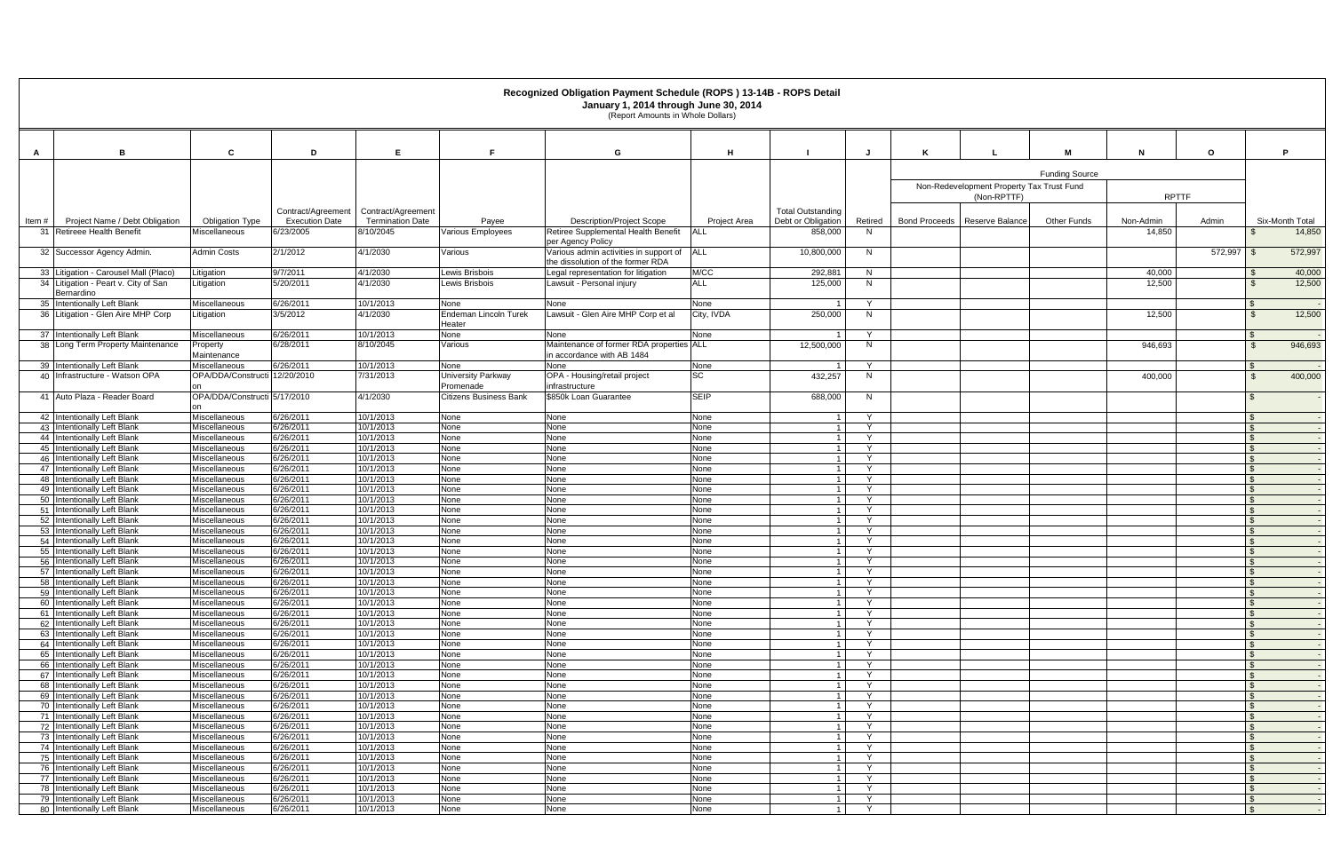# Recognized Obligation Payment Schedule (ROPS ) 13-14B - ROPS Detail

**January 1, 2014 through June 30, 2014**

(Report Amounts in Whole Dollars)

| A | B | C | D | E | F | G | H | I | J | K | L | M | N | O | P |
|---|---|---|---|---|---|---|---|---|---|---|---|---|---|---|---|
| | | | | | | | | | | Funding Source | | | | | |
| | | | | | | | | | | Non-Redevelopment Property Tax Trust Fund (Non-RPTTF) | | | RPTTF | | |
| Item # | Project Name / Debt Obligation | Obligation Type | Contract/Agreement Execution Date | Contract/Agreement Termination Date | Payee | Description/Project Scope | Project Area | Total Outstanding Debt or Obligation | Retired | Bond Proceeds | Reserve Balance | Other Funds | Non-Admin | Admin | Six-Month Total |
| 31 | Retireee Health Benefit | Miscellaneous | 6/23/2005 | 8/10/2045 | Various Employees | Retiree Supplemental Health Benefit per Agency Policy | ALL | 858,000 | N | | | | 14,850 | | $ 14,850 |
| 32 | Successor Agency Admin. | Admin Costs | 2/1/2012 | 4/1/2030 | Various | Various admin activities in support of the dissolution of the former RDA | ALL | 10,800,000 | N | | | | | 572,997 | $ 572,997 |
| 33 | Litigation - Carousel Mall (Placo) | Litigation | 9/7/2011 | 4/1/2030 | Lewis Brisbois | Legal representation for litigation | M/CC | 292,881 | N | | | | 40,000 | | $ 40,000 |
| 34 | Litigation - Peart v. City of San Bernardino | Litigation | 5/20/2011 | 4/1/2030 | Lewis Brisbois | Lawsuit - Personal injury | ALL | 125,000 | N | | | | 12,500 | | $ 12,500 |
| 35 | Intentionally Left Blank | Miscellaneous | 6/26/2011 | 10/1/2013 | None | None | None | 1 | Y | | | | | | $ - |
| 36 | Litigation - Glen Aire MHP Corp | Litigation | 3/5/2012 | 4/1/2030 | Endeman Lincoln Turek Heater | Lawsuit - Glen Aire MHP Corp et al | City, IVDA | 250,000 | N | | | | 12,500 | | $ 12,500 |
| 37 | Intentionally Left Blank | Miscellaneous | 6/26/2011 | 10/1/2013 | None | None | None | 1 | Y | | | | | | $ - |
| 38 | Long Term Property Maintenance | Property Maintenance | 6/28/2011 | 8/10/2045 | Various | Maintenance of former RDA properties in accordance with AB 1484 | ALL | 12,500,000 | N | | | | 946,693 | | $ 946,693 |
| 39 | Intentionally Left Blank | Miscellaneous | 6/26/2011 | 10/1/2013 | None | None | None | 1 | Y | | | | | | $ - |
| 40 | Infrastructure - Watson OPA | OPA/DDA/Construction | 12/20/2010 | 7/31/2013 | University Parkway Promenade | OPA - Housing/retail project infrastructure | SC | 432,257 | N | | | | 400,000 | | $ 400,000 |
| 41 | Auto Plaza - Reader Board | OPA/DDA/Construction | 5/17/2010 | 4/1/2030 | Citizens Business Bank | $850k Loan Guarantee | SEIP | 688,000 | N | | | | | | $ - |
| 42 | Intentionally Left Blank | Miscellaneous | 6/26/2011 | 10/1/2013 | None | None | None | 1 | Y | | | | | | $ - |
| 43 | Intentionally Left Blank | Miscellaneous | 6/26/2011 | 10/1/2013 | None | None | None | 1 | Y | | | | | | $ - |
| 44 | Intentionally Left Blank | Miscellaneous | 6/26/2011 | 10/1/2013 | None | None | None | 1 | Y | | | | | | $ - |
| 45 | Intentionally Left Blank | Miscellaneous | 6/26/2011 | 10/1/2013 | None | None | None | 1 | Y | | | | | | $ - |
| 46 | Intentionally Left Blank | Miscellaneous | 6/26/2011 | 10/1/2013 | None | None | None | 1 | Y | | | | | | $ - |
| 47 | Intentionally Left Blank | Miscellaneous | 6/26/2011 | 10/1/2013 | None | None | None | 1 | Y | | | | | | $ - |
| 48 | Intentionally Left Blank | Miscellaneous | 6/26/2011 | 10/1/2013 | None | None | None | 1 | Y | | | | | | $ - |
| 49 | Intentionally Left Blank | Miscellaneous | 6/26/2011 | 10/1/2013 | None | None | None | 1 | Y | | | | | | $ - |
| 50 | Intentionally Left Blank | Miscellaneous | 6/26/2011 | 10/1/2013 | None | None | None | 1 | Y | | | | | | $ - |
| 51 | Intentionally Left Blank | Miscellaneous | 6/26/2011 | 10/1/2013 | None | None | None | 1 | Y | | | | | | $ - |
| 52 | Intentionally Left Blank | Miscellaneous | 6/26/2011 | 10/1/2013 | None | None | None | 1 | Y | | | | | | $ - |
| 53 | Intentionally Left Blank | Miscellaneous | 6/26/2011 | 10/1/2013 | None | None | None | 1 | Y | | | | | | $ - |
| 54 | Intentionally Left Blank | Miscellaneous | 6/26/2011 | 10/1/2013 | None | None | None | 1 | Y | | | | | | $ - |
| 55 | Intentionally Left Blank | Miscellaneous | 6/26/2011 | 10/1/2013 | None | None | None | 1 | Y | | | | | | $ - |
| 56 | Intentionally Left Blank | Miscellaneous | 6/26/2011 | 10/1/2013 | None | None | None | 1 | Y | | | | | | $ - |
| 57 | Intentionally Left Blank | Miscellaneous | 6/26/2011 | 10/1/2013 | None | None | None | 1 | Y | | | | | | $ - |
| 58 | Intentionally Left Blank | Miscellaneous | 6/26/2011 | 10/1/2013 | None | None | None | 1 | Y | | | | | | $ - |
| 59 | Intentionally Left Blank | Miscellaneous | 6/26/2011 | 10/1/2013 | None | None | None | 1 | Y | | | | | | $ - |
| 60 | Intentionally Left Blank | Miscellaneous | 6/26/2011 | 10/1/2013 | None | None | None | 1 | Y | | | | | | $ - |
| 61 | Intentionally Left Blank | Miscellaneous | 6/26/2011 | 10/1/2013 | None | None | None | 1 | Y | | | | | | $ - |
| 62 | Intentionally Left Blank | Miscellaneous | 6/26/2011 | 10/1/2013 | None | None | None | 1 | Y | | | | | | $ - |
| 63 | Intentionally Left Blank | Miscellaneous | 6/26/2011 | 10/1/2013 | None | None | None | 1 | Y | | | | | | $ - |
| 64 | Intentionally Left Blank | Miscellaneous | 6/26/2011 | 10/1/2013 | None | None | None | 1 | Y | | | | | | $ - |
| 65 | Intentionally Left Blank | Miscellaneous | 6/26/2011 | 10/1/2013 | None | None | None | 1 | Y | | | | | | $ - |
| 66 | Intentionally Left Blank | Miscellaneous | 6/26/2011 | 10/1/2013 | None | None | None | 1 | Y | | | | | | $ - |
| 67 | Intentionally Left Blank | Miscellaneous | 6/26/2011 | 10/1/2013 | None | None | None | 1 | Y | | | | | | $ - |
| 68 | Intentionally Left Blank | Miscellaneous | 6/26/2011 | 10/1/2013 | None | None | None | 1 | Y | | | | | | $ - |
| 69 | Intentionally Left Blank | Miscellaneous | 6/26/2011 | 10/1/2013 | None | None | None | 1 | Y | | | | | | $ - |
| 70 | Intentionally Left Blank | Miscellaneous | 6/26/2011 | 10/1/2013 | None | None | None | 1 | Y | | | | | | $ - |
| 71 | Intentionally Left Blank | Miscellaneous | 6/26/2011 | 10/1/2013 | None | None | None | 1 | Y | | | | | | $ - |
| 72 | Intentionally Left Blank | Miscellaneous | 6/26/2011 | 10/1/2013 | None | None | None | 1 | Y | | | | | | $ - |
| 73 | Intentionally Left Blank | Miscellaneous | 6/26/2011 | 10/1/2013 | None | None | None | 1 | Y | | | | | | $ - |
| 74 | Intentionally Left Blank | Miscellaneous | 6/26/2011 | 10/1/2013 | None | None | None | 1 | Y | | | | | | $ - |
| 75 | Intentionally Left Blank | Miscellaneous | 6/26/2011 | 10/1/2013 | None | None | None | 1 | Y | | | | | | $ - |
| 76 | Intentionally Left Blank | Miscellaneous | 6/26/2011 | 10/1/2013 | None | None | None | 1 | Y | | | | | | $ - |
| 77 | Intentionally Left Blank | Miscellaneous | 6/26/2011 | 10/1/2013 | None | None | None | 1 | Y | | | | | | $ - |
| 78 | Intentionally Left Blank | Miscellaneous | 6/26/2011 | 10/1/2013 | None | None | None | 1 | Y | | | | | | $ - |
| 79 | Intentionally Left Blank | Miscellaneous | 6/26/2011 | 10/1/2013 | None | None | None | 1 | Y | | | | | | $ - |
| 80 | Intentionally Left Blank | Miscellaneous | 6/26/2011 | 10/1/2013 | None | None | None | 1 | Y | | | | | | $ - |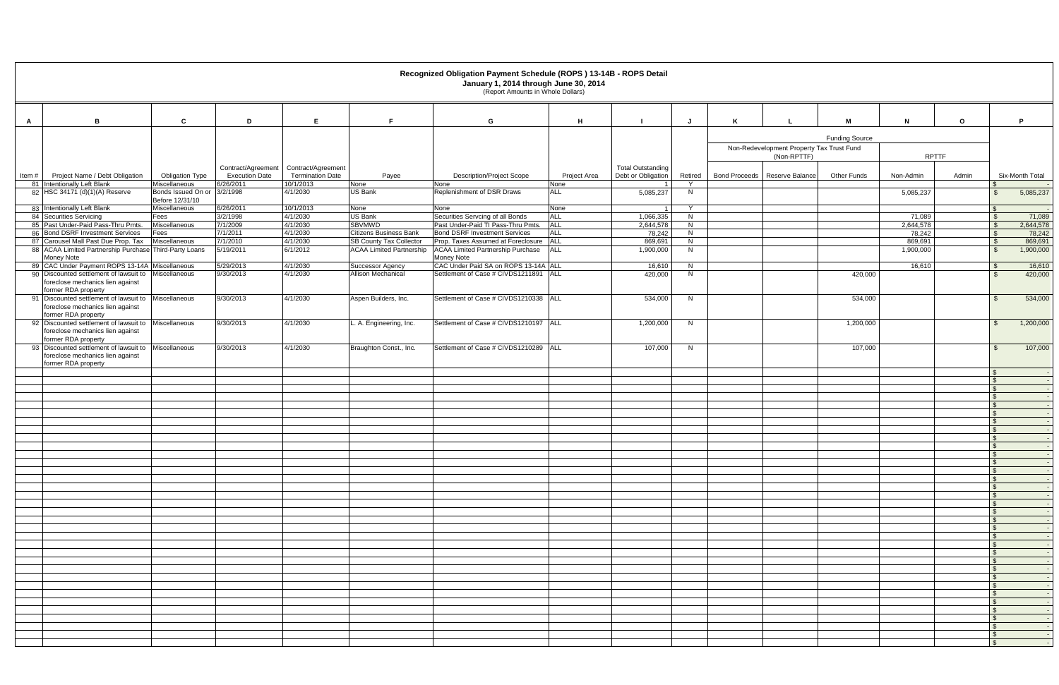# Recognized Obligation Payment Schedule (ROPS ) 13-14B - ROPS Detail

**January 1, 2014 through June 30, 2014**

(Report Amounts in Whole Dollars)

| A | B | C | D | E | F | G | H | I | J | K | L | M | N | O | P |
|---|---|---|---|---|---|---|---|---|---|---|---|---|---|---|---|
| | | | | | | | | | | Funding Source | | | | | |
| | | | | | | | | | | Non-Redevelopment Property Tax Trust Fund (Non-RPTTF) | | | RPTTF | | |
| Item # | Project Name / Debt Obligation | Obligation Type | Contract/Agreement Execution Date | Contract/Agreement Termination Date | Payee | Description/Project Scope | Project Area | Total Outstanding Debt or Obligation | Retired | Bond Proceeds | Reserve Balance | Other Funds | Non-Admin | Admin | Six-Month Total |
| 81 | Intentionally Left Blank | Miscellaneous | 6/26/2011 | 10/1/2013 | None | None | None | 1 | Y | | | | | | $ - |
| 82 | HSC 34171 (d)(1)(A) Reserve | Bonds Issued On or Before 12/31/10 | 3/2/1998 | 4/1/2030 | US Bank | Replenishment of DSR Draws | ALL | 5,085,237 | N | | | | 5,085,237 | | $ 5,085,237 |
| 83 | Intentionally Left Blank | Miscellaneous | 6/26/2011 | 10/1/2013 | None | None | None | 1 | Y | | | | | | $ - |
| 84 | Securities Servicing | Fees | 3/2/1998 | 4/1/2030 | US Bank | Securities Servcing of all Bonds | ALL | 1,066,335 | N | | | | 71,089 | | $ 71,089 |
| 85 | Past Under-Paid Pass-Thru Pmts. | Miscellaneous | 7/1/2009 | 4/1/2030 | SBVMWD | Past Under-Paid TI Pass-Thru Pmts. | ALL | 2,644,578 | N | | | | 2,644,578 | | $ 2,644,578 |
| 86 | Bond DSRF Investment Services | Fees | 7/1/2011 | 4/1/2030 | Citizens Business Bank | Bond DSRF Investment Services | ALL | 78,242 | N | | | | 78,242 | | $ 78,242 |
| 87 | Carousel Mall Past Due Prop. Tax | Miscellaneous | 7/1/2010 | 4/1/2030 | SB County Tax Collector | Prop. Taxes Assumed at Foreclosure | ALL | 869,691 | N | | | | 869,691 | | $ 869,691 |
| 88 | ACAA Limited Partnership Purchase Money Note | Third-Party Loans | 5/19/2011 | 6/1/2012 | ACAA Limited Partnership | ACAA Limited Partnership Purchase Money Note | ALL | 1,900,000 | N | | | | 1,900,000 | | $ 1,900,000 |
| 89 | CAC Under Payment ROPS 13-14A | Miscellaneous | 5/29/2013 | 4/1/2030 | Successor Agency | CAC Under Paid SA on ROPS 13-14A | ALL | 16,610 | N | | | | 16,610 | | $ 16,610 |
| 90 | Discounted settlement of lawsuit to foreclose mechanics lien against former RDA property | Miscellaneous | 9/30/2013 | 4/1/2030 | Allison Mechanical | Settlement of Case # CIVDS1211891 | ALL | 420,000 | N | | | 420,000 | | | $ 420,000 |
| 91 | Discounted settlement of lawsuit to foreclose mechanics lien against former RDA property | Miscellaneous | 9/30/2013 | 4/1/2030 | Aspen Builders, Inc. | Settlement of Case # CIVDS1210338 | ALL | 534,000 | N | | | 534,000 | | | $ 534,000 |
| 92 | Discounted settlement of lawsuit to foreclose mechanics lien against former RDA property | Miscellaneous | 9/30/2013 | 4/1/2030 | L. A. Engineering, Inc. | Settlement of Case # CIVDS1210197 | ALL | 1,200,000 | N | | | 1,200,000 | | | $ 1,200,000 |
| 93 | Discounted settlement of lawsuit to foreclose mechanics lien against former RDA property | Miscellaneous | 9/30/2013 | 4/1/2030 | Braughton Const., Inc. | Settlement of Case # CIVDS1210289 | ALL | 107,000 | N | | | 107,000 | | | $ 107,000 |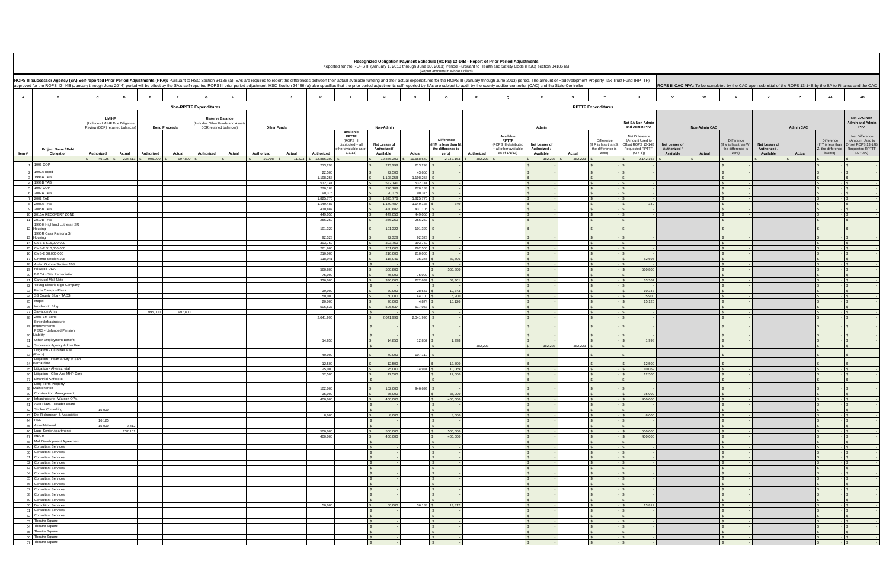# Recognized Obligation Payment Schedule (ROPS) 13-14B - Report of Prior Period Adjustments

Reported for the ROPS III (January 1, 2013 through June 30, 2013) Period Pursuant to Health and Safety Code (HSC) section 34186 (a)

(Report Amounts in Whole Dollars)

**ROPS III Successor Agency (SA) Self-reported Prior Period Adjustments (PPA):** Pursuant to HSC Section 34186 (a), SAs are required to report the differences between their actual available funding and their actual expenditures for the ROPS III (January through June 2013) period. The amount of Redevelopment Property Tax Trust Fund (RPTTF) approved for the ROPS 13-14B (January through June 2014) period will be offset by the SA's self-reported ROPS III prior period adjustment. HSC Section 34186 (a) also specifies that the prior period adjustments self-reported by SAs are subject to audit by the county auditor-controller (CAC) and the State Controller.

**ROPS III CAC PPA:** To be completed by the CAC upon submittal of the ROPS 13-14B by the SA to Finance and the CAC

| A | B | C | D | E | F | G | H | I | J | K | L | M | N | O | P | Q | R | S | T | U | V | W | X | Y | Z | AA | AB |
|---|---|---|---|---|---|---|---|---|---|---|---|---|---|---|---|---|---|---|---|---|---|---|---|---|---|---|---|
| | | **Non-RPTTF Expenditures** | | | | | | | | **RPTTF Expenditures** | | | | | | | | | | | | | | | | | |
| | | LMIHF (Includes LMIHF Due Diligence Review (DDR) retained balances) | | Bond Proceeds | | Reserve Balance (Includes Other Funds and Assets DDR retained balances) | | Other Funds | | Non-Admin | | | | | Admin | | | | | Net SA Non-Admin and Admin PPA | Non-Admin CAC | | | Admin CAC | | | Net CAC Non-Admin and Admin PPA |
| Item # | Project Name / Debt Obligation | Authorized | Actual | Authorized | Actual | Authorized | Actual | Authorized | Actual | Authorized | Available RPTTF (ROPS III distributed + all other available as of 1/1/13) | Net Lesser of Authorized/ Available | Actual | Difference (If M is less than N, the difference is zero) | Authorized | Available RPTTF (ROPS III distributed + all other available as of 1/1/13) | Net Lesser of Authorized / Available | Actual | Difference (If R is less than S, the difference is zero) | Net Difference (Amount Used to Offset ROPS 13-14B Requested RPTTF (O + T)) | Net Lesser of Authorized / Available | Actual | Difference (If V is less than W, the difference is zero) | Net Lesser of Authorized / Available | Actual | Difference (If Y is less than Z, the difference is zero) | Net Difference (Amount Used to Offset ROPS 13-14B Requested RPTTF (X + AA)) |
| | | $ 46,125 | $ 234,513 | $ 995,000 | $ 997,800 | $ - | $ - | $ 10,708 | $ 11,523 | $ 12,866,300 | $ - | $ 12,866,300 | $ 11,668,640 | $ 2,142,163 | $ 382,223 | $ - | $ 382,223 | $ 382,223 | $ - | $ 2,142,163 | $ - | $ - | $ - | $ - | $ - | $ - | $ - |
| 1 | 1996 COP | | | | | | | | | 213,298 | | $ 213,298 | 213,298 | $ - | | | $ - | | $ - | $ - | | | $ - | | | $ - | $ - |
| 2 | 1997A Bond | | | | | | | | | 22,500 | | $ 22,500 | 43,656 | $ - | | | $ - | | $ - | $ - | | | $ - | | | $ - | $ - |
| 3 | 1998A TAB | | | | | | | | | 1,198,258 | | $ 1,198,258 | 1,198,258 | $ - | | | $ - | | $ - | $ - | | | $ - | | | $ - | $ - |
| 4 | 1998B TAB | | | | | | | | | 532,141 | | $ 532,141 | 532,141 | $ - | | | $ - | | $ - | $ - | | | $ - | | | $ - | $ - |
| 5 | 1999 COP | | | | | | | | | 270,188 | | $ 270,188 | 270,188 | $ - | | | $ - | | $ - | $ - | | | $ - | | | $ - | $ - |
| 6 | 2002A TAB | | | | | | | | | 90,375 | | $ 90,375 | 90,375 | $ - | | | $ - | | $ - | $ - | | | $ - | | | $ - | $ - |
| 7 | 2002 TAB | | | | | | | | | 1,825,776 | | $ 1,825,776 | 1,825,776 | $ - | | | $ - | | $ - | $ - | | | $ - | | | $ - | $ - |
| 8 | 2005A TAB | | | | | | | | | 1,149,487 | | $ 1,149,487 | 1,149,138 | $ 349 | | | $ - | | $ - | $ 349 | | | $ - | | | $ - | $ - |
| 9 | 2005B TAB | | | | | | | | | 430,887 | | $ 430,887 | 431,106 | $ - | | | $ - | | $ - | $ - | | | $ - | | | $ - | $ - |
| 10 | 2010A RECOVERY ZONE | | | | | | | | | 449,050 | | $ 449,050 | 449,050 | $ - | | | $ - | | $ - | $ - | | | $ - | | | $ - | $ - |
| 11 | 2010B TAB | | | | | | | | | 256,250 | | $ 256,250 | 256,250 | $ - | | | $ - | | $ - | $ - | | | $ - | | | $ - | $ - |
| 12 | 1995H Highland Lutheran SR Housing | | | | | | | | | 101,322 | | $ 101,322 | 101,322 | $ - | | | $ - | | $ - | $ - | | | $ - | | | $ - | $ - |
| 13 | 1995R Casa Ramona Sr Housing | | | | | | | | | 92,328 | | $ 92,328 | 92,328 | $ - | | | $ - | | $ - | $ - | | | $ - | | | $ - | $ - |
| 14 | CMB-E $15,000,000 | | | | | | | | | 393,750 | | $ 393,750 | 393,750 | $ - | | | $ - | | $ - | $ - | | | $ - | | | $ - | $ - |
| 15 | CMB-E $10,000,000 | | | | | | | | | 261,600 | | $ 261,600 | 262,500 | $ - | | | $ - | | $ - | $ - | | | $ - | | | $ - | $ - |
| 16 | CMB-E $8,000,000 | | | | | | | | | 210,000 | | $ 210,000 | 210,000 | $ - | | | $ - | | $ - | $ - | | | $ - | | | $ - | $ - |
| 17 | Cinema Section 108 | | | | | | | | | 118,041 | | $ 118,041 | 35,345 | $ 82,696 | | | $ - | | $ - | $ 82,696 | | | $ - | | | $ - | $ - |
| 18 | Arden Guthrie Section 108 | | | | | | | | | | | $ - | | $ - | | | $ - | | $ - | $ - | | | $ - | | | $ - | $ - |
| 19 | Hillwood-DDA | | | | | | | | | 560,800 | | $ 560,800 | | $ 560,800 | | | $ - | | $ - | $ 560,800 | | | $ - | | | $ - | $ - |
| 20 | BP CA - Site Remediation | | | | | | | | | 75,000 | | $ 75,000 | 75,000 | $ - | | | $ - | | $ - | $ - | | | $ - | | | $ - | $ - |
| 21 | Carousel Mall Note | | | | | | | | | 336,000 | | $ 336,000 | 272,639 | $ 63,361 | | | $ - | | $ - | $ 63,361 | | | $ - | | | $ - | $ - |
| 22 | Young Electric Sign Company | | | | | | | | | | | $ - | | $ - | | | $ - | | $ - | $ - | | | $ - | | | $ - | $ - |
| 23 | Perris Campus Plaza | | | | | | | | | 39,000 | | $ 39,000 | 28,657 | $ 10,343 | | | $ - | | $ - | $ 10,343 | | | $ - | | | $ - | $ - |
| 24 | SB County Bldg - TADS | | | | | | | | | 50,000 | | $ 50,000 | 44,100 | $ 5,900 | | | $ - | | $ - | $ 5,900 | | | $ - | | | $ - | $ - |
| 25 | Mapei | | | | | | | | | 20,000 | | $ 20,000 | 4,874 | $ 15,126 | | | $ - | | $ - | $ 15,126 | | | $ - | | | $ - | $ - |
| 26 | Woolworth Bldg | | | | | | | | | 506,637 | | $ 506,637 | 517,053 | $ - | | | $ - | | $ - | $ - | | | $ - | | | $ - | $ - |
| 27 | Salvation Army | | | 995,000 | 997,800 | | | | | | | $ - | | $ - | | | $ - | | $ - | $ - | | | $ - | | | $ - | $ - |
| 28 | 2006 LM Bond | | | | | | | | | 2,041,996 | | $ 2,041,996 | 2,041,996 | $ - | | | $ - | | $ - | $ - | | | $ - | | | $ - | $ - |
| 29 | Street/Infrastructure Improvements | | | | | | | | | | | $ - | | $ - | | | $ - | | $ - | $ - | | | $ - | | | $ - | $ - |
| 30 | PERS - Unfunded Pension Liability | | | | | | | | | | | $ - | | $ - | | | $ - | | $ - | $ - | | | $ - | | | $ - | $ - |
| 31 | Other Employment Benefit | | | | | | | | | 14,850 | | $ 14,850 | 12,852 | $ 1,998 | | | $ - | | $ - | $ 1,998 | | | $ - | | | $ - | $ - |
| 32 | Successor Agency Admin Fee | | | | | | | | | | | $ - | | $ - | 382,223 | | $ 382,223 | 382,223 | $ - | $ - | | | $ - | | | $ - | $ - |
| 33 | Litigation - Carousel Mall (Placo) | | | | | | | | | 40,000 | | $ 40,000 | 107,119 | $ - | | | $ - | | $ - | $ - | | | $ - | | | $ - | $ - |
| 34 | Litigation - Pearl v. City of San Bernardino | | | | | | | | | 12,500 | | $ 12,500 | | $ 12,500 | | | $ - | | $ - | $ 12,500 | | | $ - | | | $ - | $ - |
| 35 | Litigation - Alvarez, etal | | | | | | | | | 25,000 | | $ 25,000 | 14,931 | $ 10,069 | | | $ - | | $ - | $ 10,069 | | | $ - | | | $ - | $ - |
| 36 | Litigation - Glen Aire MHP Corp | | | | | | | | | 12,500 | | $ 12,500 | | $ 12,500 | | | $ - | | $ - | $ 12,500 | | | $ - | | | $ - | $ - |
| 37 | Financial Software | | | | | | | | | | | $ - | | $ - | | | $ - | | $ - | $ - | | | $ - | | | $ - | $ - |
| 38 | Long Term Property Maintenance | | | | | | | | | 102,000 | | $ 102,000 | 946,693 | $ - | | | $ - | | $ - | $ - | | | $ - | | | $ - | $ - |
| 39 | Construction Management | | | | | | | | | 35,000 | | $ 35,000 | | $ 35,000 | | | $ - | | $ - | $ 35,000 | | | $ - | | | $ - | $ - |
| 40 | Infrastructure - Watson OPA | | | | | | | | | 400,000 | | $ 400,000 | | $ 400,000 | | | $ - | | $ - | $ 400,000 | | | $ - | | | $ - | $ - |
| 41 | Auto Plaza - Reader Board | | | | | | | | | | | $ - | | $ - | | | $ - | | $ - | $ - | | | $ - | | | $ - | $ - |
| 42 | Shober Consulting | 15,000 | | | | | | | | | | $ - | | $ - | | | $ - | | $ - | $ - | | | $ - | | | $ - | $ - |
| 43 | Del Richardson & Associates | | | | | | | | | 8,000 | | $ 8,000 | | $ 8,000 | | | $ - | | $ - | $ 8,000 | | | $ - | | | $ - | $ - |
| 44 | RSG | 16,125 | | | | | | | | | | $ - | | $ - | | | $ - | | $ - | $ - | | | $ - | | | $ - | $ - |
| 45 | AmeriNational | 15,000 | 2,412 | | | | | | | | | $ - | | $ - | | | $ - | | $ - | $ - | | | $ - | | | $ - | $ - |
| 46 | Lugo Senior Apartments | | 232,101 | | | | | | | 500,000 | | $ 500,000 | | $ 500,000 | | | $ - | | $ - | $ 500,000 | | | $ - | | | $ - | $ - |
| 47 | MECH | | | | | | | | | 400,000 | | $ 400,000 | | $ 400,000 | | | $ - | | $ - | $ 400,000 | | | $ - | | | $ - | $ - |
| 48 | Mall Development Agreement | | | | | | | | | | | $ - | | $ - | | | $ - | | $ - | $ - | | | $ - | | | $ - | $ - |
| 49 | Consultant Services | | | | | | | | | | | $ - | | $ - | | | $ - | | $ - | $ - | | | $ - | | | $ - | $ - |
| 50 | Consultant Services | | | | | | | | | | | $ - | | $ - | | | $ - | | $ - | $ - | | | $ - | | | $ - | $ - |
| 51 | Consultant Services | | | | | | | | | | | $ - | | $ - | | | $ - | | $ - | $ - | | | $ - | | | $ - | $ - |
| 52 | Consultant Services | | | | | | | | | | | $ - | | $ - | | | $ - | | $ - | $ - | | | $ - | | | $ - | $ - |
| 53 | Consultant Services | | | | | | | | | | | $ - | | $ - | | | $ - | | $ - | $ - | | | $ - | | | $ - | $ - |
| 54 | Consultant Services | | | | | | | | | | | $ - | | $ - | | | $ - | | $ - | $ - | | | $ - | | | $ - | $ - |
| 55 | Consultant Services | | | | | | | | | | | $ - | | $ - | | | $ - | | $ - | $ - | | | $ - | | | $ - | $ - |
| 56 | Consultant Services | | | | | | | | | | | $ - | | $ - | | | $ - | | $ - | $ - | | | $ - | | | $ - | $ - |
| 57 | Consultant Services | | | | | | | | | | | $ - | | $ - | | | $ - | | $ - | $ - | | | $ - | | | $ - | $ - |
| 58 | Consultant Services | | | | | | | | | | | $ - | | $ - | | | $ - | | $ - | $ - | | | $ - | | | $ - | $ - |
| 59 | Consultant Services | | | | | | | | | | | $ - | | $ - | | | $ - | | $ - | $ - | | | $ - | | | $ - | $ - |
| 60 | Demolition Services | | | | | | | | | 50,000 | | $ 50,000 | 36,188 | $ 13,812 | | | $ - | | $ - | $ 13,812 | | | $ - | | | $ - | $ - |
| 61 | Consultant Services | | | | | | | | | | | $ - | | $ - | | | $ - | | $ - | $ - | | | $ - | | | $ - | $ - |
| 62 | Consultant Services | | | | | | | | | | | $ - | | $ - | | | $ - | | $ - | $ - | | | $ - | | | $ - | $ - |
| 63 | Theatre Square | | | | | | | | | | | $ - | | $ - | | | $ - | | $ - | $ - | | | $ - | | | $ - | $ - |
| 64 | Theatre Square | | | | | | | | | | | $ - | | $ - | | | $ - | | $ - | $ - | | | $ - | | | $ - | $ - |
| 65 | Theatre Square | | | | | | | | | | | $ - | | $ - | | | $ - | | $ - | $ - | | | $ - | | | $ - | $ - |
| 66 | Theatre Square | | | | | | | | | | | $ - | | $ - | | | $ - | | $ - | $ - | | | $ - | | | $ - | $ - |
| 67 | Theatre Square | | | | | | | | | | | $ - | | $ - | | | $ - | | $ - | $ - | | | $ - | | | $ - | $ - |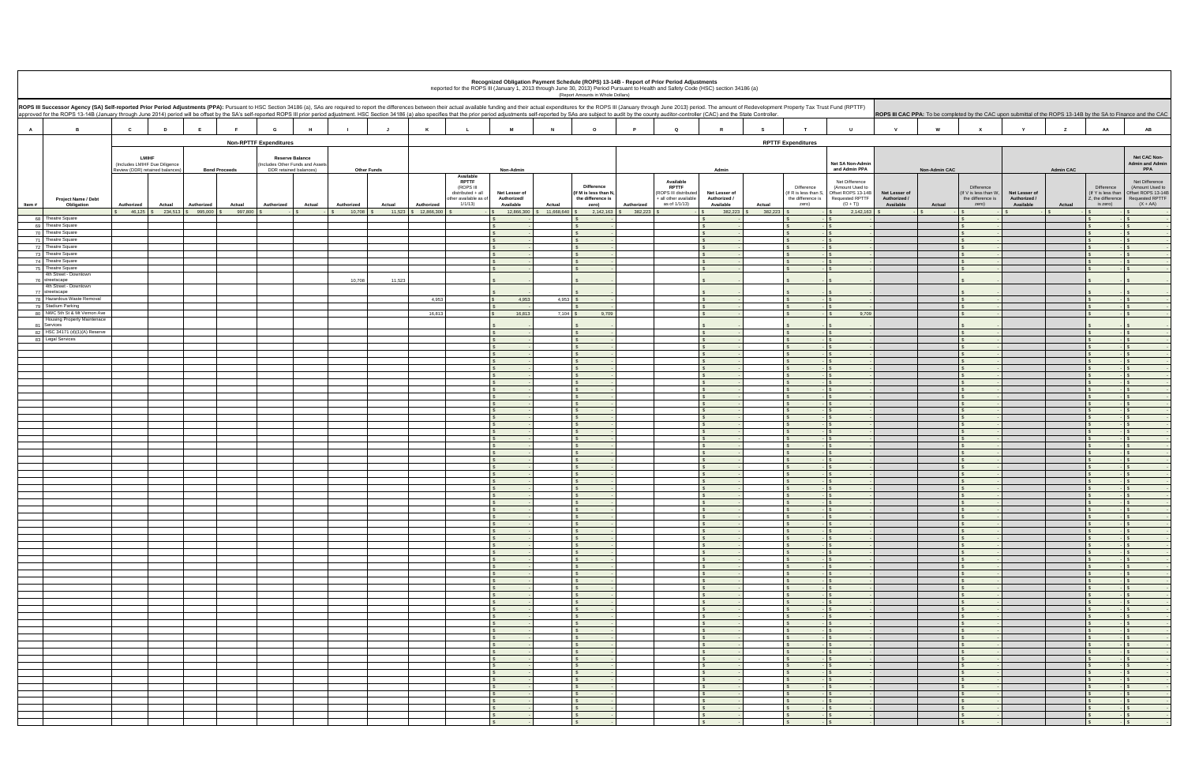# Recognized Obligation Payment Schedule (ROPS) 13-14B - Report of Prior Period Adjustments

Reported for the ROPS III (January 1, 2013 through June 30, 2013) Period Pursuant to Health and Safety Code (HSC) section 34186 (a)

(Report Amounts in Whole Dollars)

**ROPS III Successor Agency (SA) Self-reported Prior Period Adjustments (PPA):** Pursuant to HSC Section 34186 (a), SAs are required to report the differences between their actual available funding and their actual expenditures for the ROPS III (January through June 2013) period. The amount of Redevelopment Property Tax Trust Fund (RPTTF) approved for the ROPS 13-14B (January through June 2014) period will be offset by the SA's self-reported ROPS III prior period adjustment. HSC Section 34186 (a) also specifies that the prior period adjustments self-reported by SAs are subject to audit by the county auditor-controller (CAC) and the State Controller.

**ROPS III CAC PPA:** To be completed by the CAC upon submittal of the ROPS 13-14B by the SA to Finance and the CAC

| A | B | C | D | E | F | G | H | I | J | K | L | M | N | O | P | Q | R | S | T | U | V | W | X | Y | Z | AA | AB |
|---|---|---|---|---|---|---|---|---|---|---|---|---|---|---|---|---|---|---|---|---|---|---|---|---|---|---|---|
| | | Non-RPTTF Expenditures | | | | | | | | RPTTF Expenditures | | | | | | | | | | | | | | | | | |
| | | LMIHF (Includes LMIHF Due Diligence Review (DDR) retained balances) | | Bond Proceeds | | Reserve Balance (Includes Other Funds and Assets DDR retained balances) | | Other Funds | | Non-Admin | | | | | Admin | | | | | Net SA Non-Admin and Admin PPA | Non-Admin CAC | | | Admin CAC | | | Net CAC Non-Admin and Admin PPA |
| Item # | Project Name / Debt Obligation | Authorized | Actual | Authorized | Actual | Authorized | Actual | Authorized | Actual | Authorized | Available RPTTF (ROPS III distributed + all other available as of 1/1/13) | Net Lesser of Authorized/ Available | Actual | Difference (If M is less than N, the difference is zero) | Authorized | Available RPTTF (ROPS III distributed + all other available as of 1/1/13) | Net Lesser of Authorized / Available | Actual | Difference (If R is less than S, the difference is zero) | Net Difference (Amount Used to Offset ROPS 13-14B Requested RPTTF (O + T)) | Net Lesser of Authorized / Available | Actual | Difference (If V is less than W, the difference is zero) | Net Lesser of Authorized / Available | Actual | Difference (If Y is less than Z, the difference is zero) | Net Difference (Amount Used to Offset ROPS 13-14B Requested RPTTF (X + AA)) |
| | | $ 46,125 | $ 234,513 | $ 995,000 | $ 997,800 | $ - | $ - | $ 10,708 | $ 11,523 | $ 12,866,300 | $ - | $ 12,866,300 | $ 11,668,640 | $ 2,142,163 | $ 382,223 | $ - | $ 382,223 | $ 382,223 | $ - | $ 2,142,163 | $ - | $ - | $ - | $ - | $ - | $ - | $ - |
| 68 | Theatre Square | | | | | | | | | | | $ - | | $ - | | | $ - | | $ - | $ - | | | $ - | | | $ - | $ - |
| 69 | Theatre Square | | | | | | | | | | | $ - | | $ - | | | $ - | | $ - | $ - | | | $ - | | | $ - | $ - |
| 70 | Theatre Square | | | | | | | | | | | $ - | | $ - | | | $ - | | $ - | $ - | | | $ - | | | $ - | $ - |
| 71 | Theatre Square | | | | | | | | | | | $ - | | $ - | | | $ - | | $ - | $ - | | | $ - | | | $ - | $ - |
| 72 | Theatre Square | | | | | | | | | | | $ - | | $ - | | | $ - | | $ - | $ - | | | $ - | | | $ - | $ - |
| 73 | Theatre Square | | | | | | | | | | | $ - | | $ - | | | $ - | | $ - | $ - | | | $ - | | | $ - | $ - |
| 74 | Theatre Square | | | | | | | | | | | $ - | | $ - | | | $ - | | $ - | $ - | | | $ - | | | $ - | $ - |
| 75 | Theatre Square | | | | | | | | | | | $ - | | $ - | | | $ - | | $ - | $ - | | | $ - | | | $ - | $ - |
| 76 | 4th Street - Downtown streetscape | | | | | | | 10,708 | 11,523 | | | $ - | | $ - | | | $ - | | $ - | $ - | | | $ - | | | $ - | $ - |
| 77 | 4th Street - Downtown streetscape | | | | | | | | | | | $ - | | $ - | | | $ - | | $ - | $ - | | | $ - | | | $ - | $ - |
| 78 | Hazardous Waste Removal | | | | | | | | | 4,953 | | $ 4,953 | 4,953 | $ - | | | $ - | | $ - | $ - | | | $ - | | | $ - | $ - |
| 79 | Stadium Parking | | | | | | | | | | | $ - | | $ - | | | $ - | | $ - | $ - | | | $ - | | | $ - | $ - |
| 80 | NWC 5th St & Mt Vernon Ave | | | | | | | | | 16,813 | | $ 16,813 | 7,104 | $ 9,709 | | | $ - | | $ - | $ 9,709 | | | $ - | | | $ - | $ - |
| 81 | Housing Property Maintenace Services | | | | | | | | | | | $ - | | $ - | | | $ - | | $ - | $ - | | | $ - | | | $ - | $ - |
| 82 | HSC 34171 (d)(1)(A) Reserve | | | | | | | | | | | $ - | | $ - | | | $ - | | $ - | $ - | | | $ - | | | $ - | $ - |
| 83 | Legal Services | | | | | | | | | | | $ - | | $ - | | | $ - | | $ - | $ - | | | $ - | | | $ - | $ - |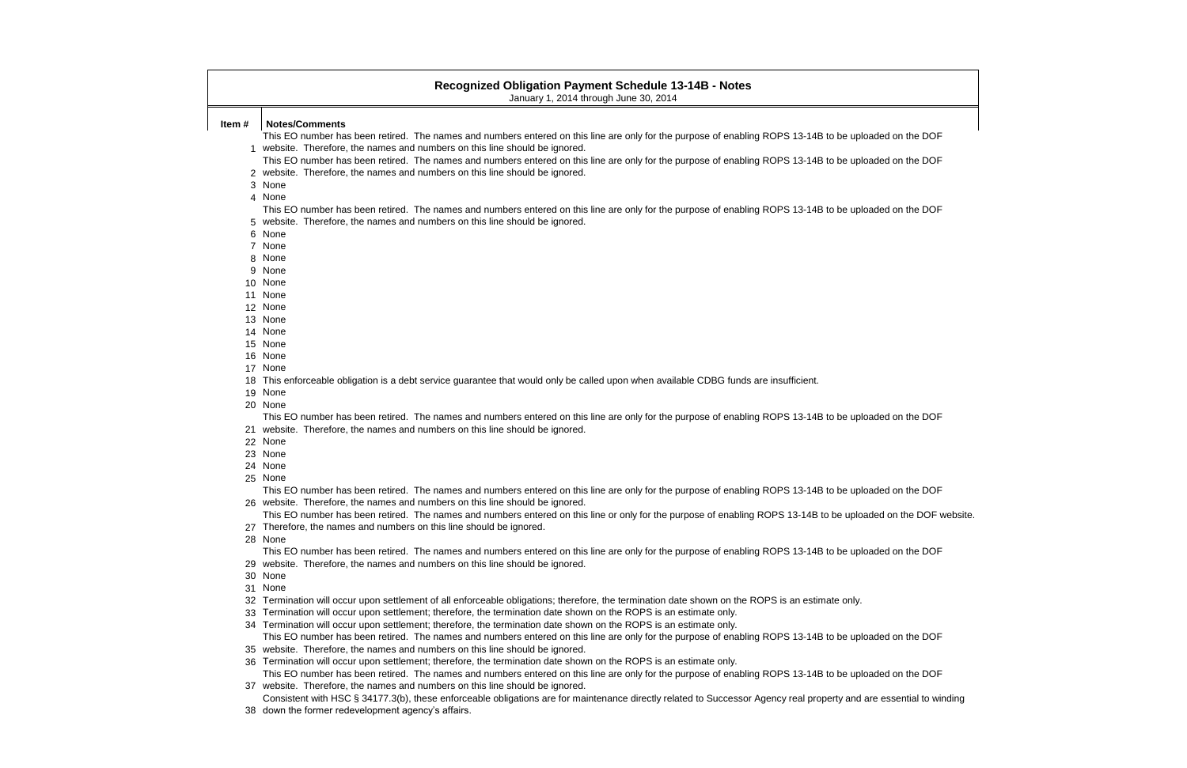# Recognized Obligation Payment Schedule 13-14B - Notes

January 1, 2014 through June 30, 2014

| Item # | Notes/Comments |
|---|---|
| 1 | This EO number has been retired. The names and numbers entered on this line are only for the purpose of enabling ROPS 13-14B to be uploaded on the DOF website. Therefore, the names and numbers on this line should be ignored. |
| 2 | This EO number has been retired. The names and numbers entered on this line are only for the purpose of enabling ROPS 13-14B to be uploaded on the DOF website. Therefore, the names and numbers on this line should be ignored. |
| 3 | None |
| 4 | None |
| 5 | This EO number has been retired. The names and numbers entered on this line are only for the purpose of enabling ROPS 13-14B to be uploaded on the DOF website. Therefore, the names and numbers on this line should be ignored. |
| 6 | None |
| 7 | None |
| 8 | None |
| 9 | None |
| 10 | None |
| 11 | None |
| 12 | None |
| 13 | None |
| 14 | None |
| 15 | None |
| 16 | None |
| 17 | None |
| 18 | This enforceable obligation is a debt service guarantee that would only be called upon when available CDBG funds are insufficient. |
| 19 | None |
| 20 | None |
| 21 | This EO number has been retired. The names and numbers entered on this line are only for the purpose of enabling ROPS 13-14B to be uploaded on the DOF website. Therefore, the names and numbers on this line should be ignored. |
| 22 | None |
| 23 | None |
| 24 | None |
| 25 | None |
| 26 | This EO number has been retired. The names and numbers entered on this line are only for the purpose of enabling ROPS 13-14B to be uploaded on the DOF website. Therefore, the names and numbers on this line should be ignored. |
| 27 | This EO number has been retired. The names and numbers entered on this line or only for the purpose of enabling ROPS 13-14B to be uploaded on the DOF website. Therefore, the names and numbers on this line should be ignored. |
| 28 | None |
| 29 | This EO number has been retired. The names and numbers entered on this line are only for the purpose of enabling ROPS 13-14B to be uploaded on the DOF website. Therefore, the names and numbers on this line should be ignored. |
| 30 | None |
| 31 | None |
| 32 | Termination will occur upon settlement of all enforceable obligations; therefore, the termination date shown on the ROPS is an estimate only. |
| 33 | Termination will occur upon settlement; therefore, the termination date shown on the ROPS is an estimate only. |
| 34 | Termination will occur upon settlement; therefore, the termination date shown on the ROPS is an estimate only. |
| 35 | This EO number has been retired. The names and numbers entered on this line are only for the purpose of enabling ROPS 13-14B to be uploaded on the DOF website. Therefore, the names and numbers on this line should be ignored. |
| 36 | Termination will occur upon settlement; therefore, the termination date shown on the ROPS is an estimate only. |
| 37 | This EO number has been retired. The names and numbers entered on this line are only for the purpose of enabling ROPS 13-14B to be uploaded on the DOF website. Therefore, the names and numbers on this line should be ignored. |
| 38 | Consistent with HSC § 34177.3(b), these enforceable obligations are for maintenance directly related to Successor Agency real property and are essential to winding down the former redevelopment agency's affairs. |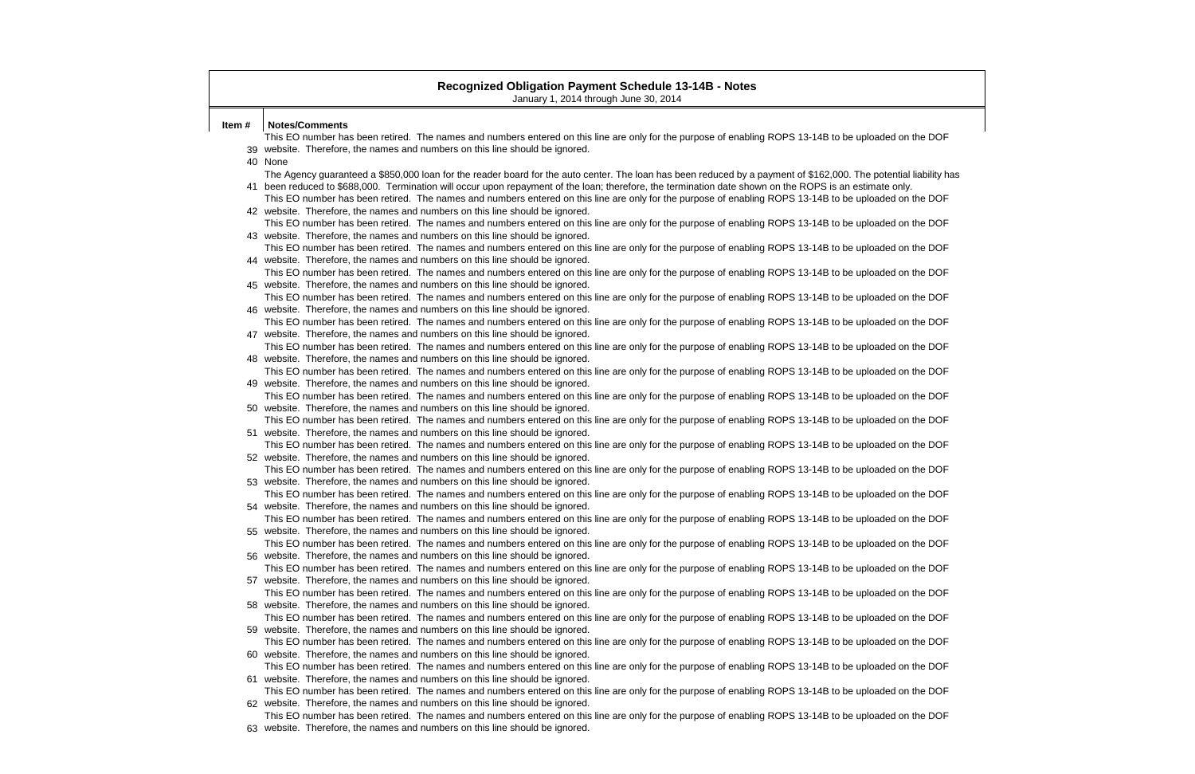## Recognized Obligation Payment Schedule 13-14B - Notes

January 1, 2014 through June 30, 2014

| Item # | Notes/Comments |
|---|---|
| 39 | This EO number has been retired. The names and numbers entered on this line are only for the purpose of enabling ROPS 13-14B to be uploaded on the DOF website. Therefore, the names and numbers on this line should be ignored. |
| 40 | None |
| 41 | The Agency guaranteed a $850,000 loan for the reader board for the auto center. The loan has been reduced by a payment of $162,000. The potential liability has been reduced to $688,000. Termination will occur upon repayment of the loan; therefore, the termination date shown on the ROPS is an estimate only. |
| 42 | This EO number has been retired. The names and numbers entered on this line are only for the purpose of enabling ROPS 13-14B to be uploaded on the DOF website. Therefore, the names and numbers on this line should be ignored. |
| 43 | This EO number has been retired. The names and numbers entered on this line are only for the purpose of enabling ROPS 13-14B to be uploaded on the DOF website. Therefore, the names and numbers on this line should be ignored. |
| 44 | This EO number has been retired. The names and numbers entered on this line are only for the purpose of enabling ROPS 13-14B to be uploaded on the DOF website. Therefore, the names and numbers on this line should be ignored. |
| 45 | This EO number has been retired. The names and numbers entered on this line are only for the purpose of enabling ROPS 13-14B to be uploaded on the DOF website. Therefore, the names and numbers on this line should be ignored. |
| 46 | This EO number has been retired. The names and numbers entered on this line are only for the purpose of enabling ROPS 13-14B to be uploaded on the DOF website. Therefore, the names and numbers on this line should be ignored. |
| 47 | This EO number has been retired. The names and numbers entered on this line are only for the purpose of enabling ROPS 13-14B to be uploaded on the DOF website. Therefore, the names and numbers on this line should be ignored. |
| 48 | This EO number has been retired. The names and numbers entered on this line are only for the purpose of enabling ROPS 13-14B to be uploaded on the DOF website. Therefore, the names and numbers on this line should be ignored. |
| 49 | This EO number has been retired. The names and numbers entered on this line are only for the purpose of enabling ROPS 13-14B to be uploaded on the DOF website. Therefore, the names and numbers on this line should be ignored. |
| 50 | This EO number has been retired. The names and numbers entered on this line are only for the purpose of enabling ROPS 13-14B to be uploaded on the DOF website. Therefore, the names and numbers on this line should be ignored. |
| 51 | This EO number has been retired. The names and numbers entered on this line are only for the purpose of enabling ROPS 13-14B to be uploaded on the DOF website. Therefore, the names and numbers on this line should be ignored. |
| 52 | This EO number has been retired. The names and numbers entered on this line are only for the purpose of enabling ROPS 13-14B to be uploaded on the DOF website. Therefore, the names and numbers on this line should be ignored. |
| 53 | This EO number has been retired. The names and numbers entered on this line are only for the purpose of enabling ROPS 13-14B to be uploaded on the DOF website. Therefore, the names and numbers on this line should be ignored. |
| 54 | This EO number has been retired. The names and numbers entered on this line are only for the purpose of enabling ROPS 13-14B to be uploaded on the DOF website. Therefore, the names and numbers on this line should be ignored. |
| 55 | This EO number has been retired. The names and numbers entered on this line are only for the purpose of enabling ROPS 13-14B to be uploaded on the DOF website. Therefore, the names and numbers on this line should be ignored. |
| 56 | This EO number has been retired. The names and numbers entered on this line are only for the purpose of enabling ROPS 13-14B to be uploaded on the DOF website. Therefore, the names and numbers on this line should be ignored. |
| 57 | This EO number has been retired. The names and numbers entered on this line are only for the purpose of enabling ROPS 13-14B to be uploaded on the DOF website. Therefore, the names and numbers on this line should be ignored. |
| 58 | This EO number has been retired. The names and numbers entered on this line are only for the purpose of enabling ROPS 13-14B to be uploaded on the DOF website. Therefore, the names and numbers on this line should be ignored. |
| 59 | This EO number has been retired. The names and numbers entered on this line are only for the purpose of enabling ROPS 13-14B to be uploaded on the DOF website. Therefore, the names and numbers on this line should be ignored. |
| 60 | This EO number has been retired. The names and numbers entered on this line are only for the purpose of enabling ROPS 13-14B to be uploaded on the DOF website. Therefore, the names and numbers on this line should be ignored. |
| 61 | This EO number has been retired. The names and numbers entered on this line are only for the purpose of enabling ROPS 13-14B to be uploaded on the DOF website. Therefore, the names and numbers on this line should be ignored. |
| 62 | This EO number has been retired. The names and numbers entered on this line are only for the purpose of enabling ROPS 13-14B to be uploaded on the DOF website. Therefore, the names and numbers on this line should be ignored. |
| 63 | This EO number has been retired. The names and numbers entered on this line are only for the purpose of enabling ROPS 13-14B to be uploaded on the DOF website. Therefore, the names and numbers on this line should be ignored. |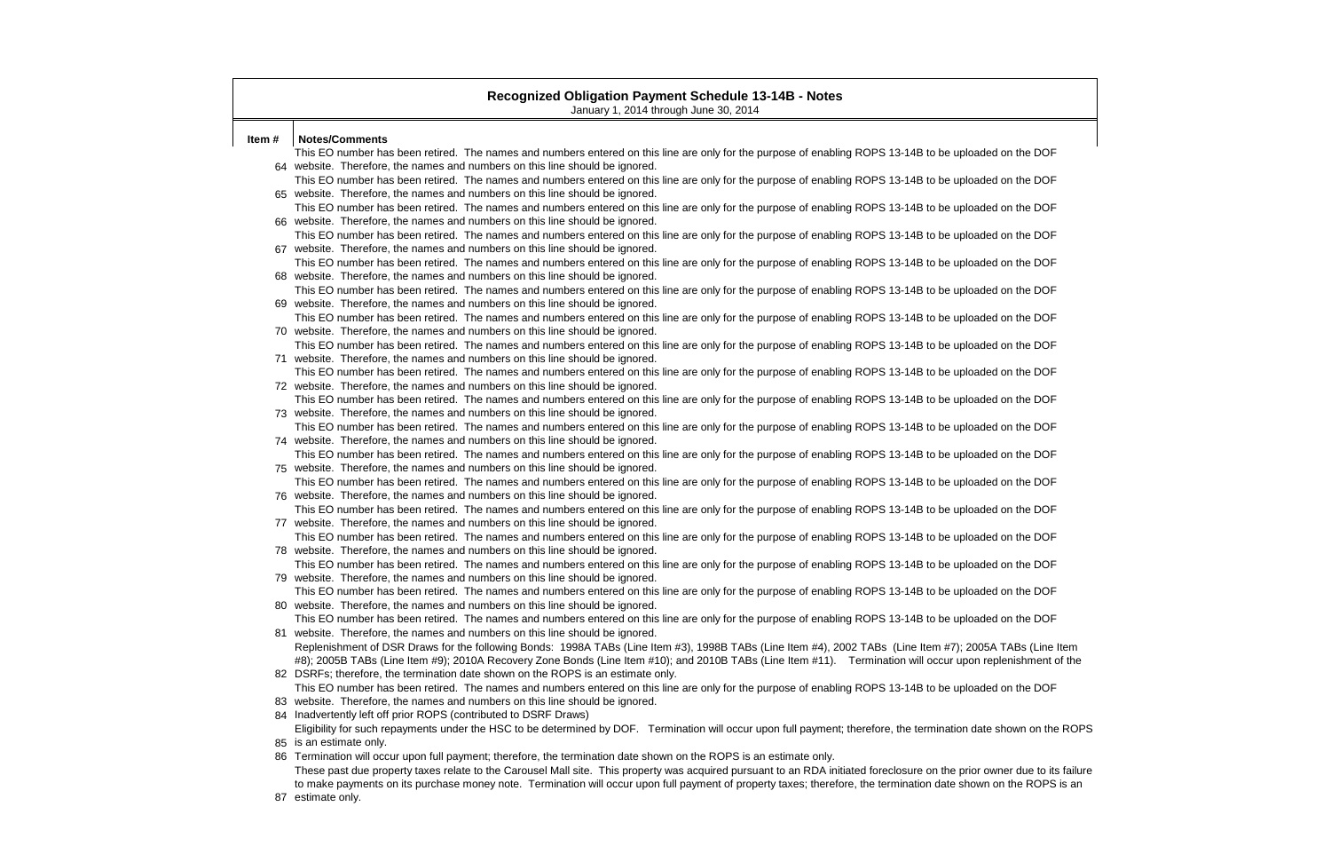# Recognized Obligation Payment Schedule 13-14B - Notes

January 1, 2014 through June 30, 2014

| Item # | Notes/Comments |
|---|---|
| 64 | This EO number has been retired. The names and numbers entered on this line are only for the purpose of enabling ROPS 13-14B to be uploaded on the DOF website. Therefore, the names and numbers on this line should be ignored. |
| 65 | This EO number has been retired. The names and numbers entered on this line are only for the purpose of enabling ROPS 13-14B to be uploaded on the DOF website. Therefore, the names and numbers on this line should be ignored. |
| 66 | This EO number has been retired. The names and numbers entered on this line are only for the purpose of enabling ROPS 13-14B to be uploaded on the DOF website. Therefore, the names and numbers on this line should be ignored. |
| 67 | This EO number has been retired. The names and numbers entered on this line are only for the purpose of enabling ROPS 13-14B to be uploaded on the DOF website. Therefore, the names and numbers on this line should be ignored. |
| 68 | This EO number has been retired. The names and numbers entered on this line are only for the purpose of enabling ROPS 13-14B to be uploaded on the DOF website. Therefore, the names and numbers on this line should be ignored. |
| 69 | This EO number has been retired. The names and numbers entered on this line are only for the purpose of enabling ROPS 13-14B to be uploaded on the DOF website. Therefore, the names and numbers on this line should be ignored. |
| 70 | This EO number has been retired. The names and numbers entered on this line are only for the purpose of enabling ROPS 13-14B to be uploaded on the DOF website. Therefore, the names and numbers on this line should be ignored. |
| 71 | This EO number has been retired. The names and numbers entered on this line are only for the purpose of enabling ROPS 13-14B to be uploaded on the DOF website. Therefore, the names and numbers on this line should be ignored. |
| 72 | This EO number has been retired. The names and numbers entered on this line are only for the purpose of enabling ROPS 13-14B to be uploaded on the DOF website. Therefore, the names and numbers on this line should be ignored. |
| 73 | This EO number has been retired. The names and numbers entered on this line are only for the purpose of enabling ROPS 13-14B to be uploaded on the DOF website. Therefore, the names and numbers on this line should be ignored. |
| 74 | This EO number has been retired. The names and numbers entered on this line are only for the purpose of enabling ROPS 13-14B to be uploaded on the DOF website. Therefore, the names and numbers on this line should be ignored. |
| 75 | This EO number has been retired. The names and numbers entered on this line are only for the purpose of enabling ROPS 13-14B to be uploaded on the DOF website. Therefore, the names and numbers on this line should be ignored. |
| 76 | This EO number has been retired. The names and numbers entered on this line are only for the purpose of enabling ROPS 13-14B to be uploaded on the DOF website. Therefore, the names and numbers on this line should be ignored. |
| 77 | This EO number has been retired. The names and numbers entered on this line are only for the purpose of enabling ROPS 13-14B to be uploaded on the DOF website. Therefore, the names and numbers on this line should be ignored. |
| 78 | This EO number has been retired. The names and numbers entered on this line are only for the purpose of enabling ROPS 13-14B to be uploaded on the DOF website. Therefore, the names and numbers on this line should be ignored. |
| 79 | This EO number has been retired. The names and numbers entered on this line are only for the purpose of enabling ROPS 13-14B to be uploaded on the DOF website. Therefore, the names and numbers on this line should be ignored. |
| 80 | This EO number has been retired. The names and numbers entered on this line are only for the purpose of enabling ROPS 13-14B to be uploaded on the DOF website. Therefore, the names and numbers on this line should be ignored. |
| 81 | This EO number has been retired. The names and numbers entered on this line are only for the purpose of enabling ROPS 13-14B to be uploaded on the DOF website. Therefore, the names and numbers on this line should be ignored. |
| 82 | Replenishment of DSR Draws for the following Bonds: 1998A TABs (Line Item #3), 1998B TABs (Line Item #4), 2002 TABs (Line Item #7); 2005A TABs (Line Item #8); 2005B TABs (Line Item #9); 2010A Recovery Zone Bonds (Line Item #10); and 2010B TABs (Line Item #11). Termination will occur upon replenishment of the DSRFs; therefore, the termination date shown on the ROPS is an estimate only. |
| 83 | This EO number has been retired. The names and numbers entered on this line are only for the purpose of enabling ROPS 13-14B to be uploaded on the DOF website. Therefore, the names and numbers on this line should be ignored. |
| 84 | Inadvertently left off prior ROPS (contributed to DSRF Draws) |
| 85 | Eligibility for such repayments under the HSC to be determined by DOF. Termination will occur upon full payment; therefore, the termination date shown on the ROPS is an estimate only. |
| 86 | Termination will occur upon full payment; therefore, the termination date shown on the ROPS is an estimate only. |
| 87 | These past due property taxes relate to the Carousel Mall site. This property was acquired pursuant to an RDA initiated foreclosure on the prior owner due to its failure to make payments on its purchase money note. Termination will occur upon full payment of property taxes; therefore, the termination date shown on the ROPS is an estimate only. |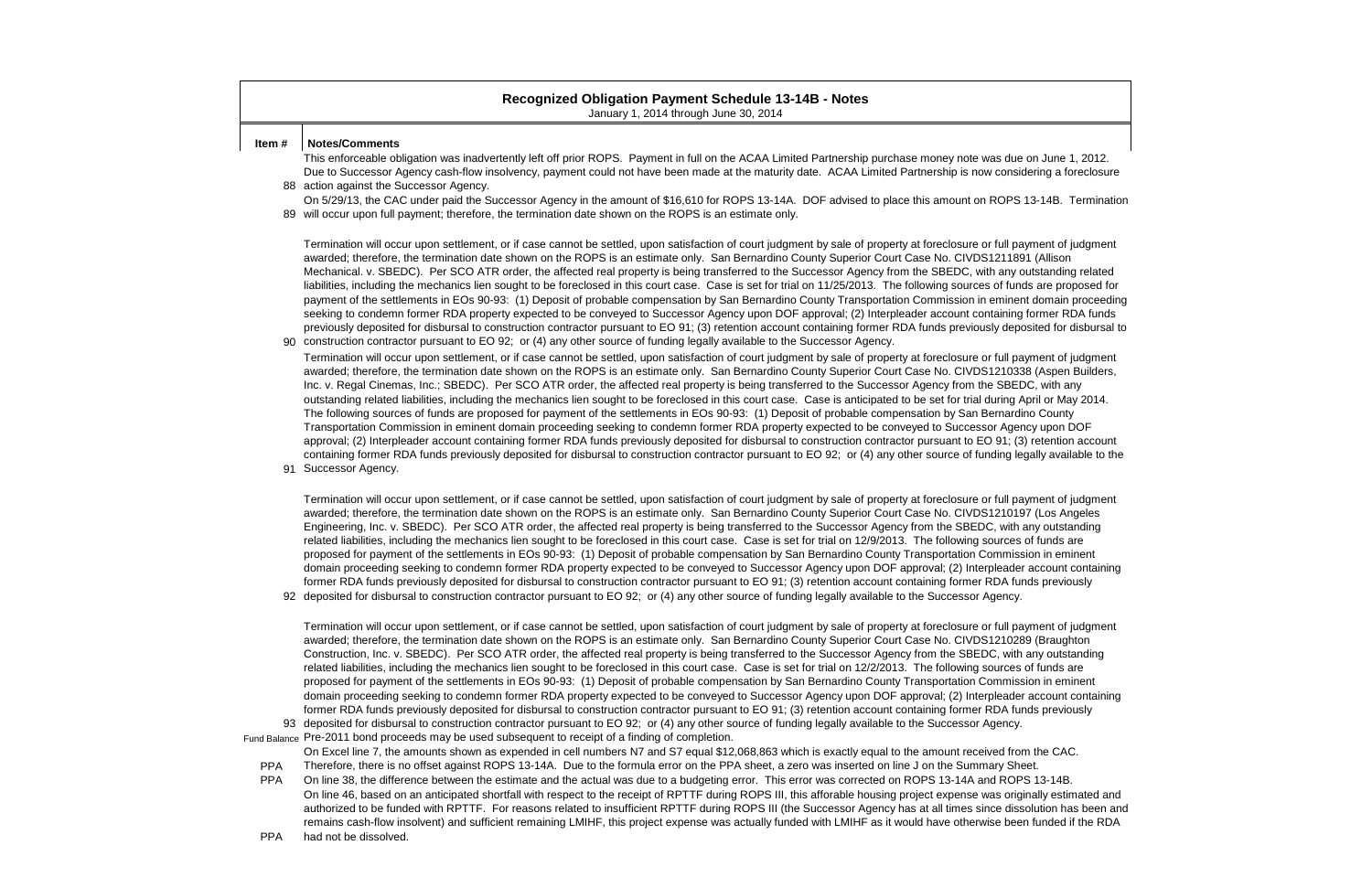## Recognized Obligation Payment Schedule 13-14B - Notes

January 1, 2014 through June 30, 2014

| Item # | Notes/Comments |
|---|---|
| 88 | This enforceable obligation was inadvertently left off prior ROPS. Payment in full on the ACAA Limited Partnership purchase money note was due on June 1, 2012. Due to Successor Agency cash-flow insolvency, payment could not have been made at the maturity date. ACAA Limited Partnership is now considering a foreclosure action against the Successor Agency. |
| 89 | On 5/29/13, the CAC under paid the Successor Agency in the amount of $16,610 for ROPS 13-14A. DOF advised to place this amount on ROPS 13-14B. Termination will occur upon full payment; therefore, the termination date shown on the ROPS is an estimate only. |
| 90 | Termination will occur upon settlement, or if case cannot be settled, upon satisfaction of court judgment by sale of property at foreclosure or full payment of judgment awarded; therefore, the termination date shown on the ROPS is an estimate only. San Bernardino County Superior Court Case No. CIVDS1211891 (Allison Mechanical. v. SBEDC). Per SCO ATR order, the affected real property is being transferred to the Successor Agency from the SBEDC, with any outstanding related liabilities, including the mechanics lien sought to be foreclosed in this court case. Case is set for trial on 11/25/2013. The following sources of funds are proposed for payment of the settlements in EOs 90-93: (1) Deposit of probable compensation by San Bernardino County Transportation Commission in eminent domain proceeding seeking to condemn former RDA property expected to be conveyed to Successor Agency upon DOF approval; (2) Interpleader account containing former RDA funds previously deposited for disbursal to construction contractor pursuant to EO 91; (3) retention account containing former RDA funds previously deposited for disbursal to construction contractor pursuant to EO 92; or (4) any other source of funding legally available to the Successor Agency. |
| 91 | Termination will occur upon settlement, or if case cannot be settled, upon satisfaction of court judgment by sale of property at foreclosure or full payment of judgment awarded; therefore, the termination date shown on the ROPS is an estimate only. San Bernardino County Superior Court Case No. CIVDS1210338 (Aspen Builders, Inc. v. Regal Cinemas, Inc.; SBEDC). Per SCO ATR order, the affected real property is being transferred to the Successor Agency from the SBEDC, with any outstanding related liabilities, including the mechanics lien sought to be foreclosed in this court case. Case is anticipated to be set for trial during April or May 2014. The following sources of funds are proposed for payment of the settlements in EOs 90-93: (1) Deposit of probable compensation by San Bernardino County Transportation Commission in eminent domain proceeding seeking to condemn former RDA property expected to be conveyed to Successor Agency upon DOF approval; (2) Interpleader account containing former RDA funds previously deposited for disbursal to construction contractor pursuant to EO 91; (3) retention account containing former RDA funds previously deposited for disbursal to construction contractor pursuant to EO 92; or (4) any other source of funding legally available to the Successor Agency. |
| 92 | Termination will occur upon settlement, or if case cannot be settled, upon satisfaction of court judgment by sale of property at foreclosure or full payment of judgment awarded; therefore, the termination date shown on the ROPS is an estimate only. San Bernardino County Superior Court Case No. CIVDS1210197 (Los Angeles Engineering, Inc. v. SBEDC). Per SCO ATR order, the affected real property is being transferred to the Successor Agency from the SBEDC, with any outstanding related liabilities, including the mechanics lien sought to be foreclosed in this court case. Case is set for trial on 12/9/2013. The following sources of funds are proposed for payment of the settlements in EOs 90-93: (1) Deposit of probable compensation by San Bernardino County Transportation Commission in eminent domain proceeding seeking to condemn former RDA property expected to be conveyed to Successor Agency upon DOF approval; (2) Interpleader account containing former RDA funds previously deposited for disbursal to construction contractor pursuant to EO 91; (3) retention account containing former RDA funds previously deposited for disbursal to construction contractor pursuant to EO 92; or (4) any other source of funding legally available to the Successor Agency. |
| 93 | Termination will occur upon settlement, or if case cannot be settled, upon satisfaction of court judgment by sale of property at foreclosure or full payment of judgment awarded; therefore, the termination date shown on the ROPS is an estimate only. San Bernardino County Superior Court Case No. CIVDS1210289 (Braughton Construction, Inc. v. SBEDC). Per SCO ATR order, the affected real property is being transferred to the Successor Agency from the SBEDC, with any outstanding related liabilities, including the mechanics lien sought to be foreclosed in this court case. Case is set for trial on 12/2/2013. The following sources of funds are proposed for payment of the settlements in EOs 90-93: (1) Deposit of probable compensation by San Bernardino County Transportation Commission in eminent domain proceeding seeking to condemn former RDA property expected to be conveyed to Successor Agency upon DOF approval; (2) Interpleader account containing former RDA funds previously deposited for disbursal to construction contractor pursuant to EO 91; (3) retention account containing former RDA funds previously deposited for disbursal to construction contractor pursuant to EO 92; or (4) any other source of funding legally available to the Successor Agency. |
| Fund Balance | Pre-2011 bond proceeds may be used subsequent to receipt of a finding of completion. |
| PPA | On Excel line 7, the amounts shown as expended in cell numbers N7 and S7 equal $12,068,863 which is exactly equal to the amount received from the CAC. Therefore, there is no offset against ROPS 13-14A. Due to the formula error on the PPA sheet, a zero was inserted on line J on the Summary Sheet. |
| PPA | On line 38, the difference between the estimate and the actual was due to a budgeting error. This error was corrected on ROPS 13-14A and ROPS 13-14B. |
| PPA | On line 46, based on an anticipated shortfall with respect to the receipt of RPTTF during ROPS III, this afforable housing project expense was originally estimated and authorized to be funded with RPTTF. For reasons related to insufficient RPTTF during ROPS III (the Successor Agency has at all times since dissolution has been and remains cash-flow insolvent) and sufficient remaining LMIHF, this project expense was actually funded with LMIHF as it would have otherwise been funded if the RDA had not been dissolved. |